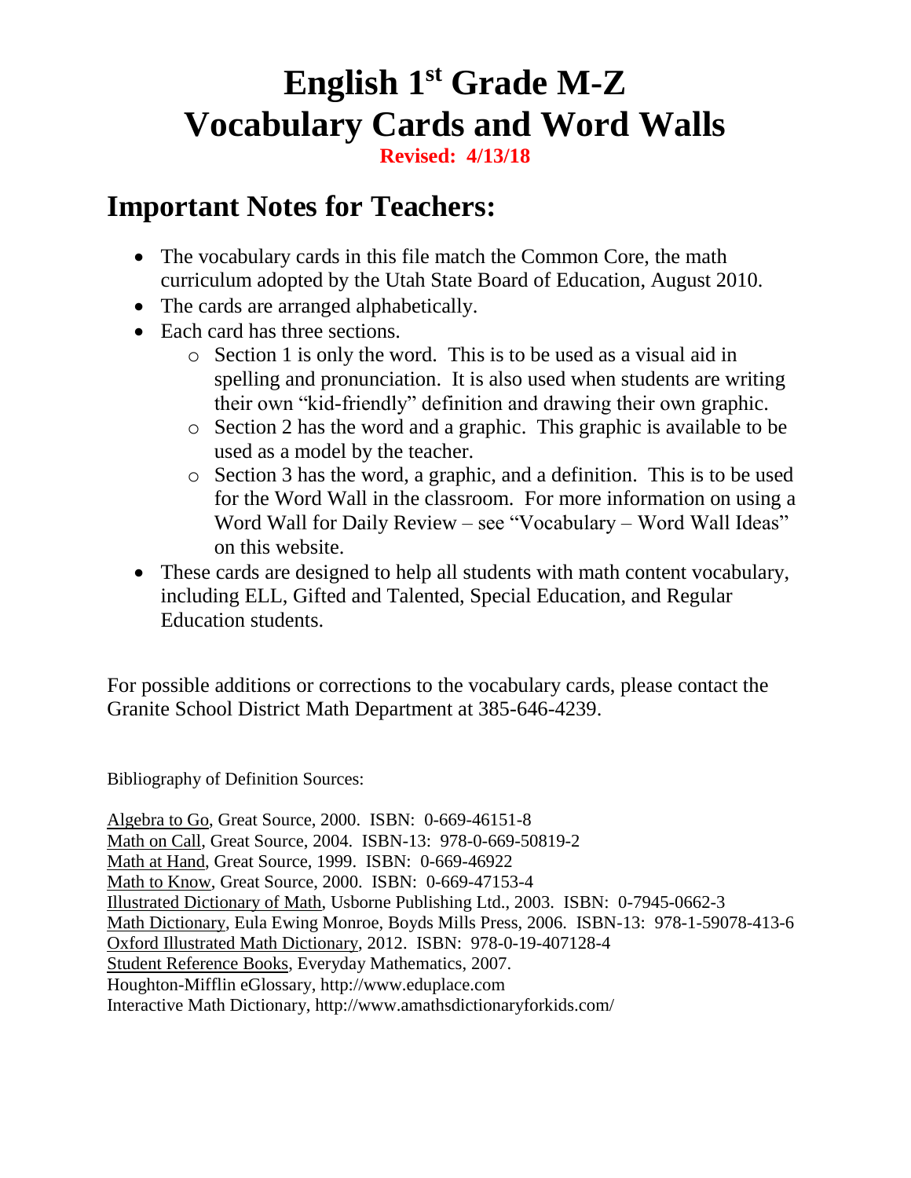# English 1st Grade M-Z
# Vocabulary Cards and Word Walls

**Revised: 4/13/18**

## Important Notes for Teachers:

- The vocabulary cards in this file match the Common Core, the math curriculum adopted by the Utah State Board of Education, August 2010.
- The cards are arranged alphabetically.
- Each card has three sections.
  - Section 1 is only the word. This is to be used as a visual aid in spelling and pronunciation. It is also used when students are writing their own "kid-friendly" definition and drawing their own graphic.
  - Section 2 has the word and a graphic. This graphic is available to be used as a model by the teacher.
  - Section 3 has the word, a graphic, and a definition. This is to be used for the Word Wall in the classroom. For more information on using a Word Wall for Daily Review – see "Vocabulary – Word Wall Ideas" on this website.
- These cards are designed to help all students with math content vocabulary, including ELL, Gifted and Talented, Special Education, and Regular Education students.

For possible additions or corrections to the vocabulary cards, please contact the Granite School District Math Department at 385-646-4239.

Bibliography of Definition Sources:

Algebra to Go, Great Source, 2000. ISBN: 0-669-46151-8
Math on Call, Great Source, 2004. ISBN-13: 978-0-669-50819-2
Math at Hand, Great Source, 1999. ISBN: 0-669-46922
Math to Know, Great Source, 2000. ISBN: 0-669-47153-4
Illustrated Dictionary of Math, Usborne Publishing Ltd., 2003. ISBN: 0-7945-0662-3
Math Dictionary, Eula Ewing Monroe, Boyds Mills Press, 2006. ISBN-13: 978-1-59078-413-6
Oxford Illustrated Math Dictionary, 2012. ISBN: 978-0-19-407128-4
Student Reference Books, Everyday Mathematics, 2007.
Houghton-Mifflin eGlossary, http://www.eduplace.com
Interactive Math Dictionary, http://www.amathsdictionaryforkids.com/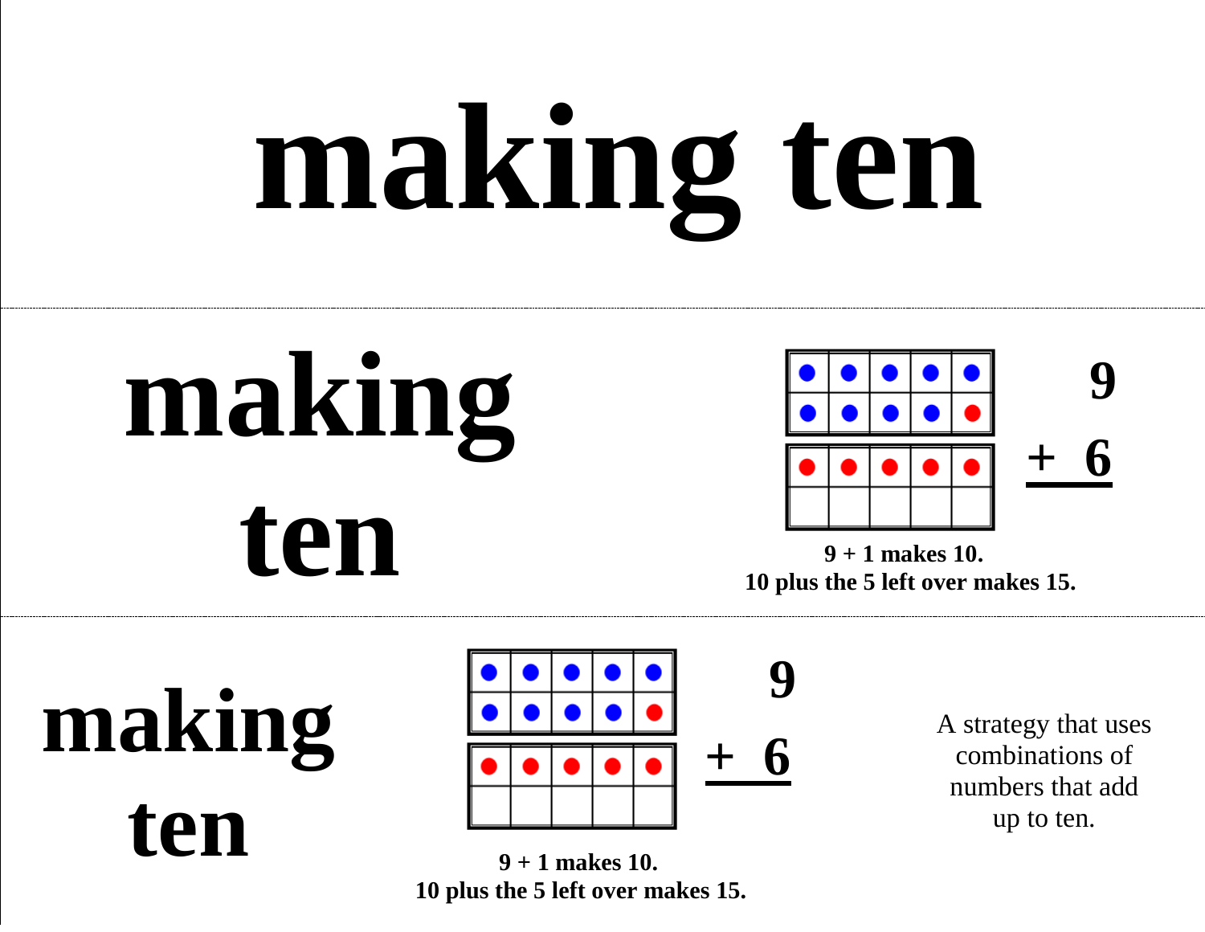# making ten

---

# making ten

$$\begin{array}{r} 9 \\ +\ 6 \\ \hline \end{array}$$

**9 + 1 makes 10.**
**10 plus the 5 left over makes 15.**

---

# making ten

$$\begin{array}{r} 9 \\ +\ 6 \\ \hline \end{array}$$

**9 + 1 makes 10.**
**10 plus the 5 left over makes 15.**

A strategy that uses combinations of numbers that add up to ten.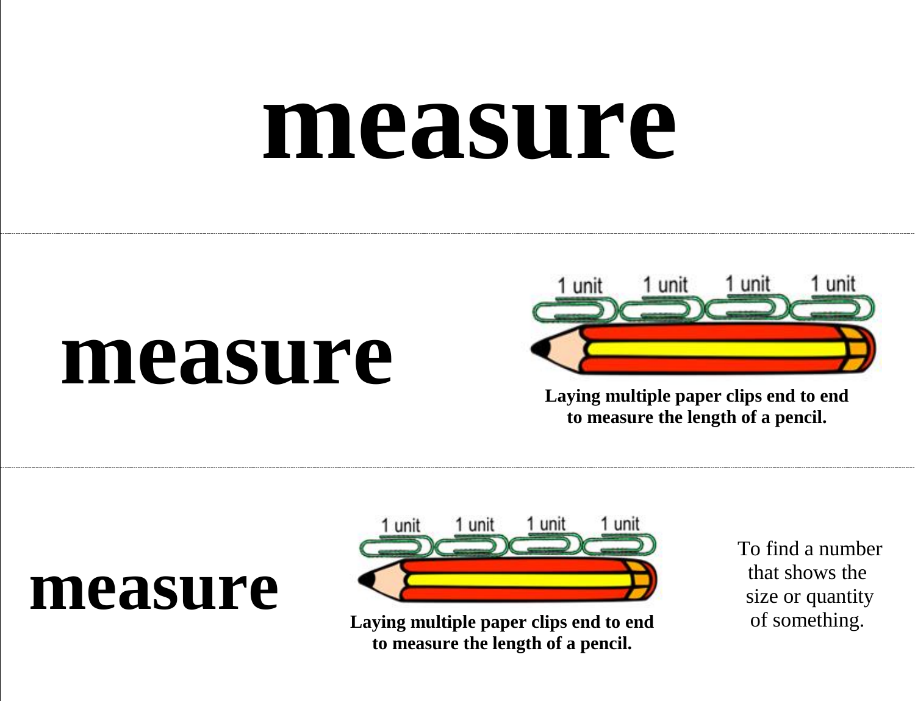# measure

---

## measure

1 unit 1 unit 1 unit 1 unit

**Laying multiple paper clips end to end to measure the length of a pencil.**

---

## measure

1 unit 1 unit 1 unit 1 unit

**Laying multiple paper clips end to end to measure the length of a pencil.**

To find a number that shows the size or quantity of something.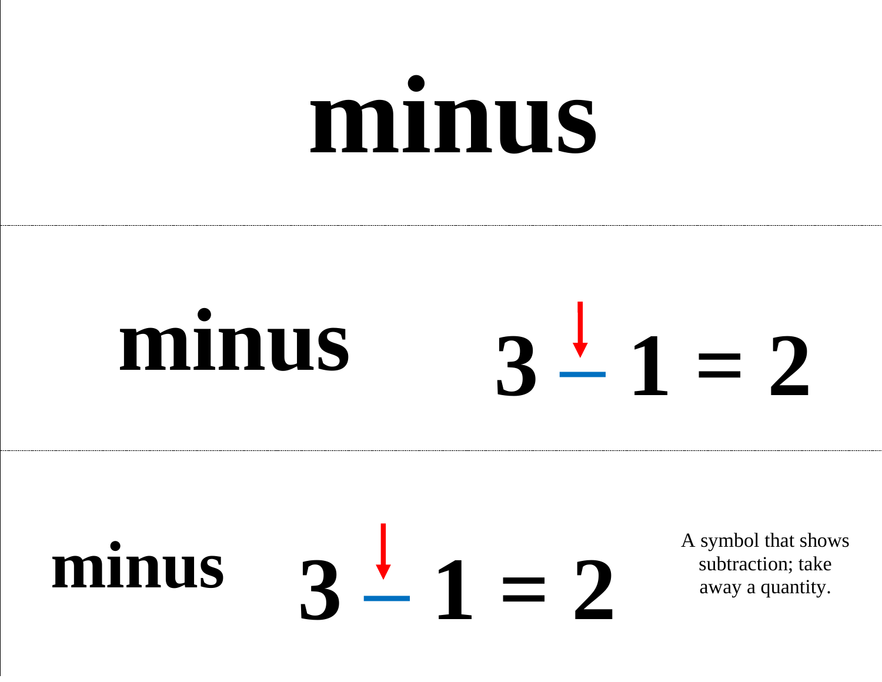# minus

**minus** $3 - 1 = 2$

**minus** $3 - 1 = 2$

A symbol that shows subtraction; take away a quantity.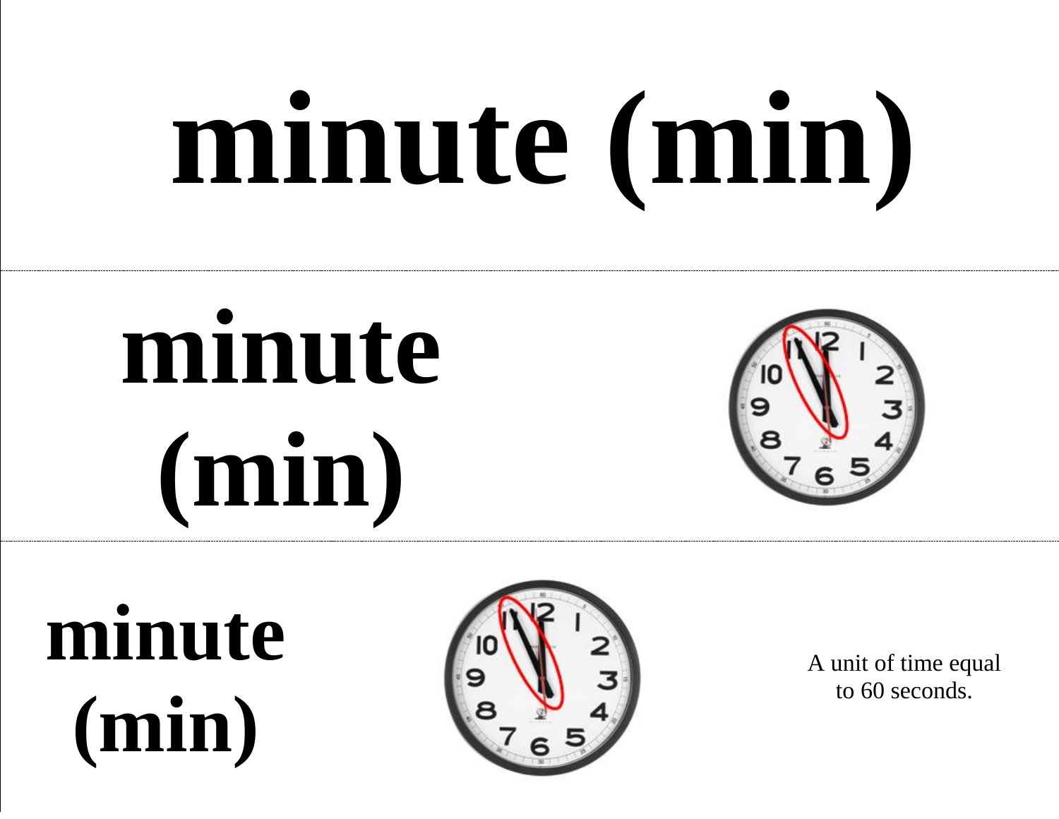# minute (min)

---

# minute (min)

---

**minute (min)**

A unit of time equal to 60 seconds.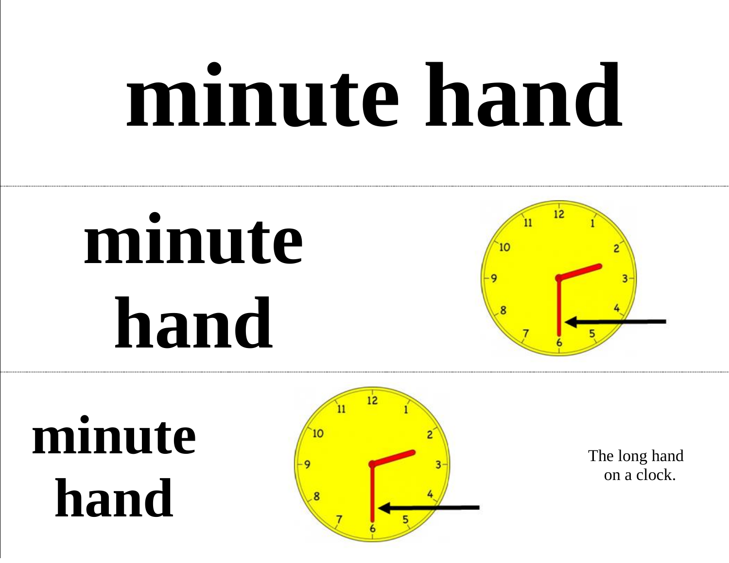# minute hand

# minute hand

# minute hand

The long hand on a clock.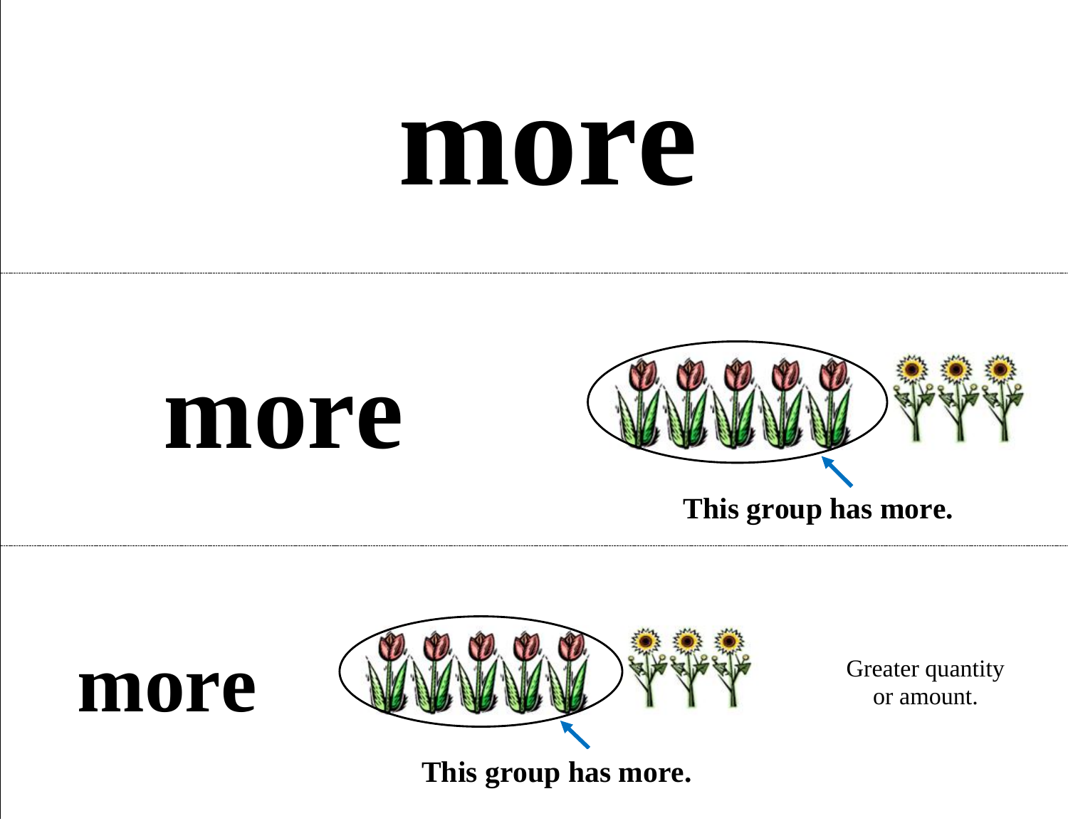# more

---

# more

This group has more.

---

# more

This group has more.

Greater quantity or amount.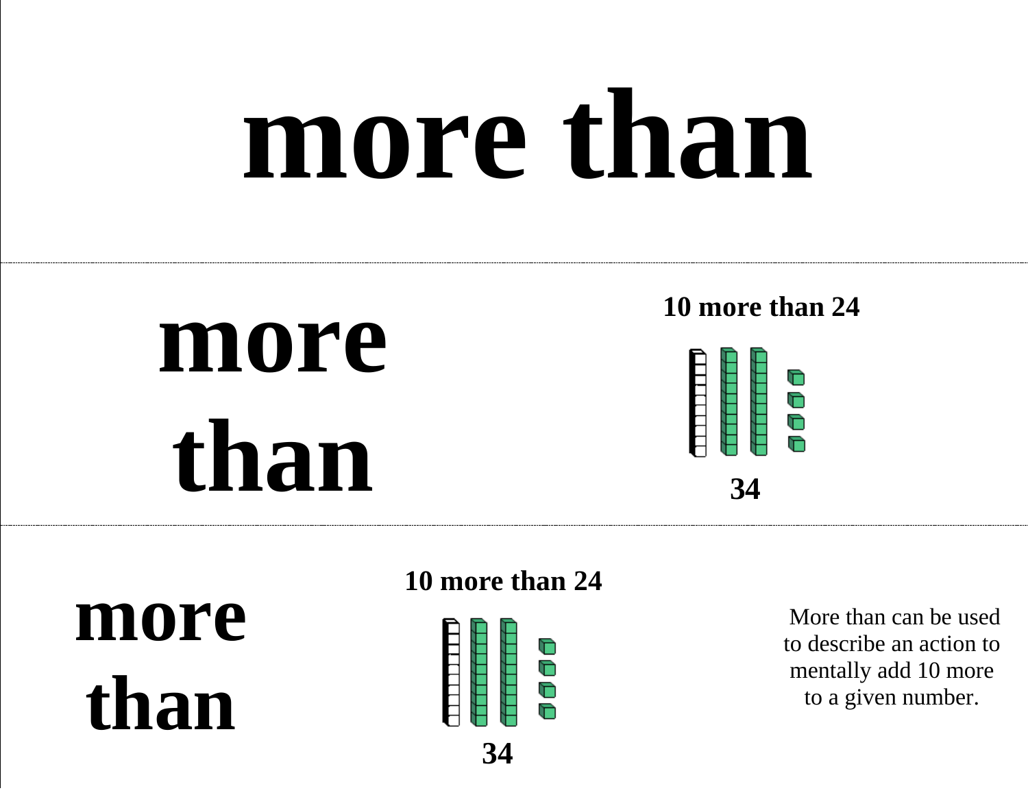# more than

---

**more than**

**10 more than 24**

**34**

---

**more than**

**10 more than 24**

**34**

More than can be used to describe an action to mentally add 10 more to a given number.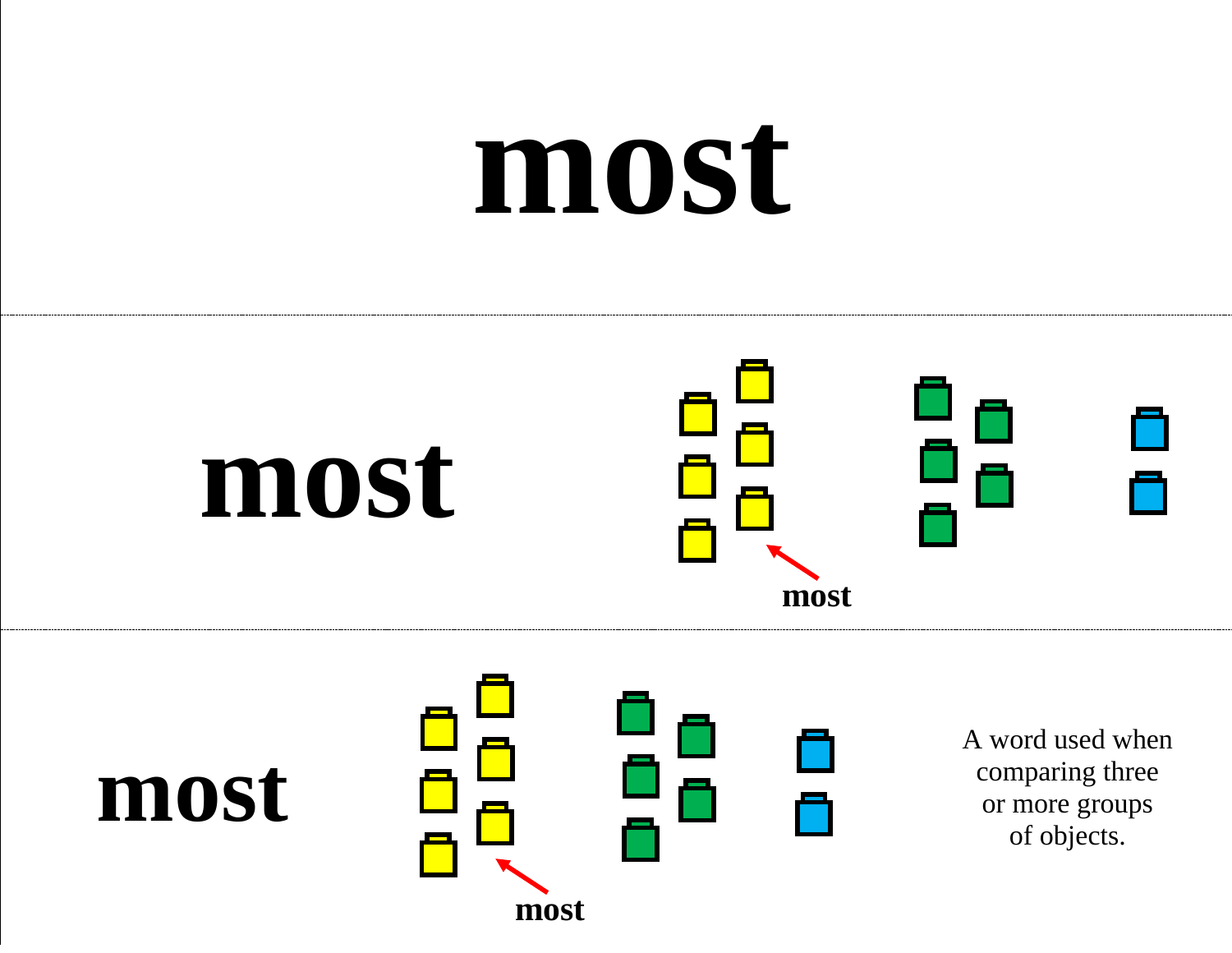# most

most

most

most

most

most

A word used when comparing three or more groups of objects.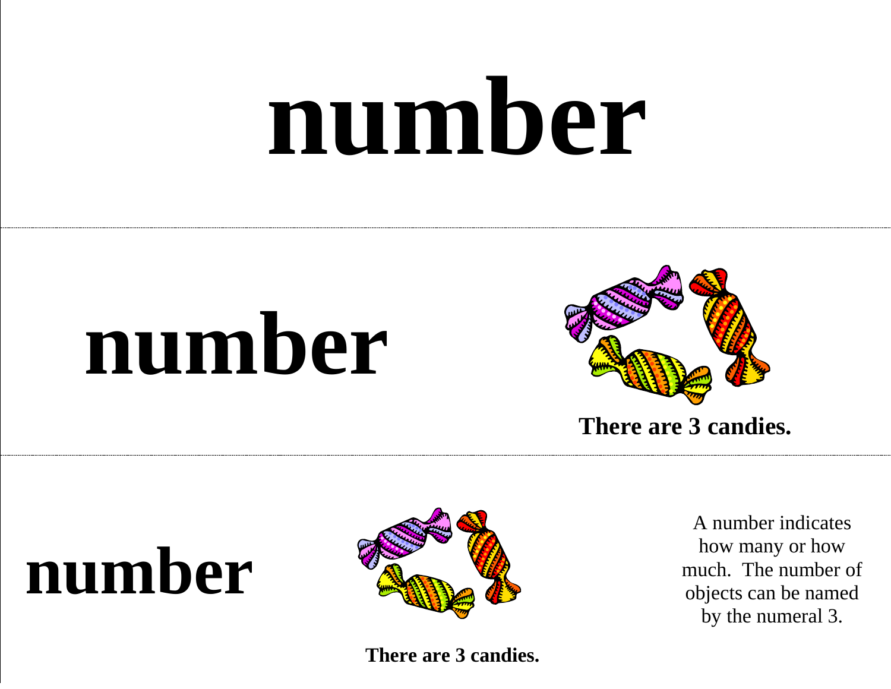# number

# number

**There are 3 candies.**

# number

**There are 3 candies.**

A number indicates how many or how much. The number of objects can be named by the numeral 3.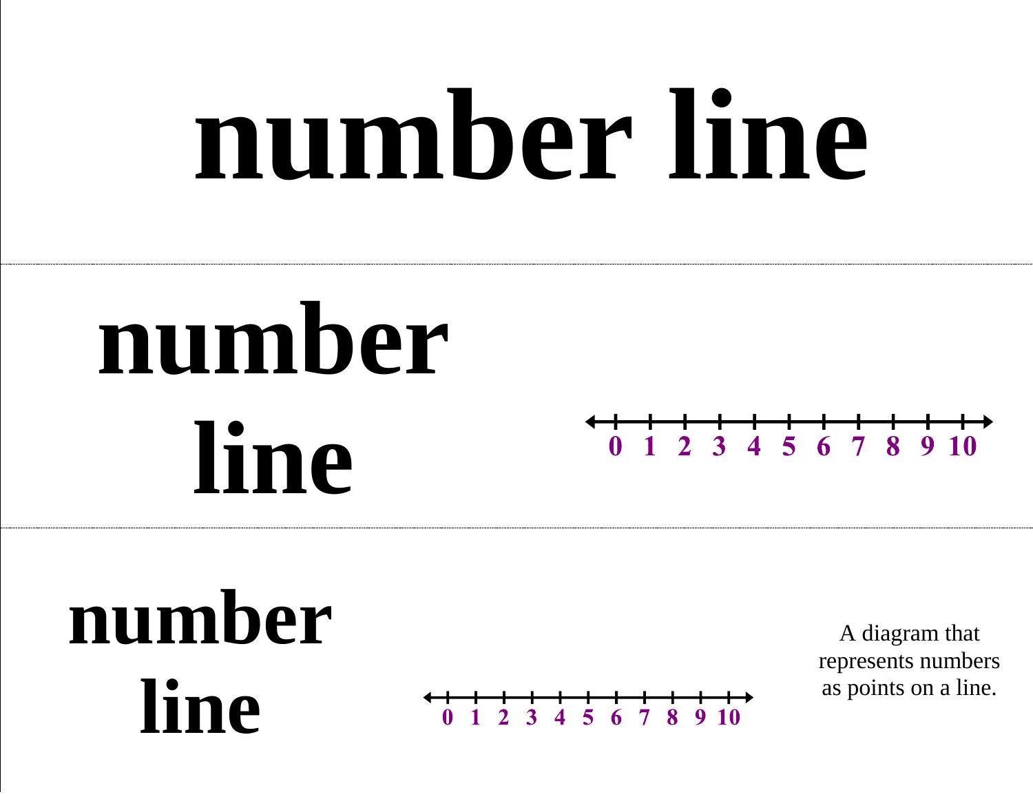# number line

---

# number line

0 1 2 3 4 5 6 7 8 9 10

---

# number line

0 1 2 3 4 5 6 7 8 9 10

A diagram that represents numbers as points on a line.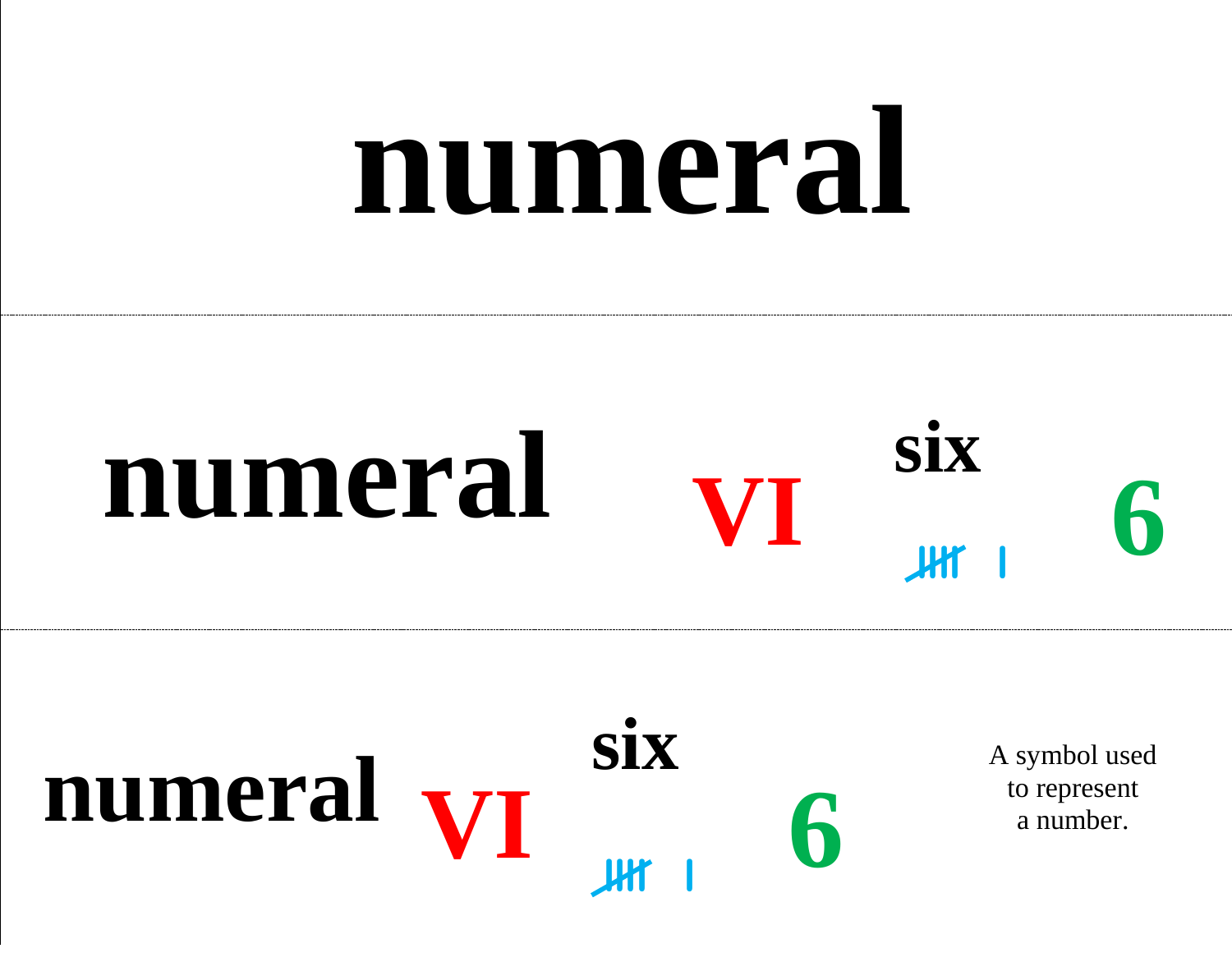# numeral

---

**numeral** **VI** **six** ~~||||~~ | **6**

---

**numeral** **VI** **six** ~~||||~~ | **6**

A symbol used to represent a number.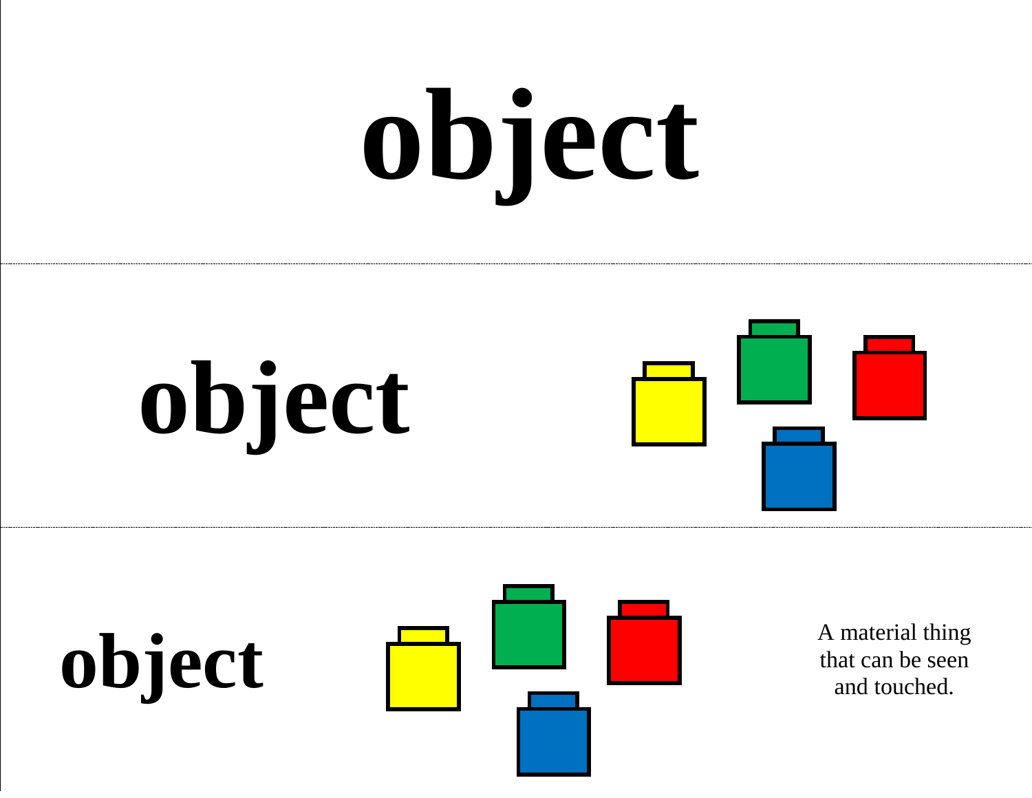# object

---

# object

---

**object**

A material thing that can be seen and touched.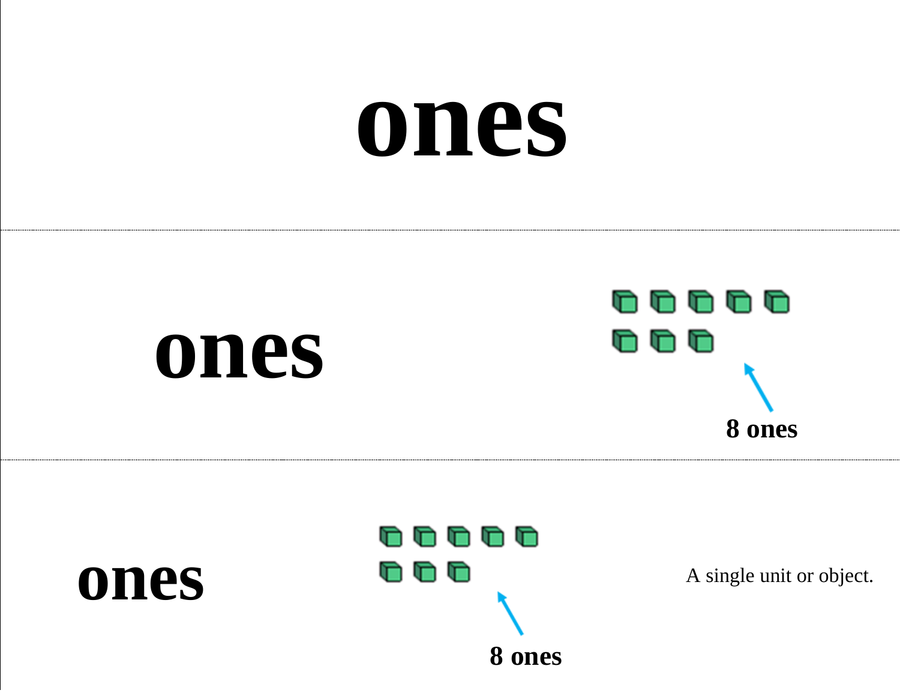# ones

---

**ones**

**8 ones**

---

**ones**

**8 ones**

A single unit or object.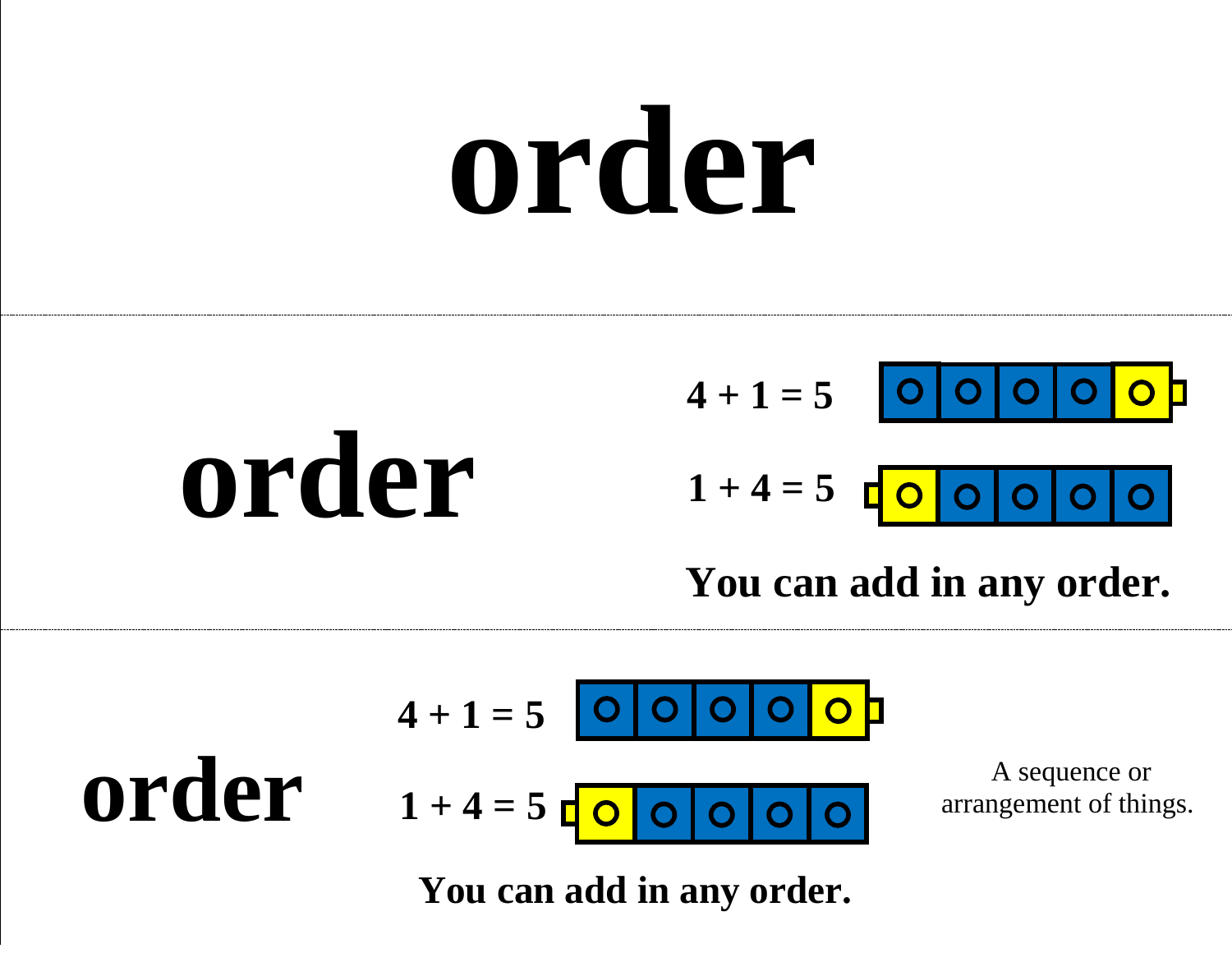# order

---

# order

**4 + 1 = 5**

**1 + 4 = 5**

**You can add in any order.**

---

# order

**4 + 1 = 5**

**1 + 4 = 5**

A sequence or arrangement of things.

**You can add in any order.**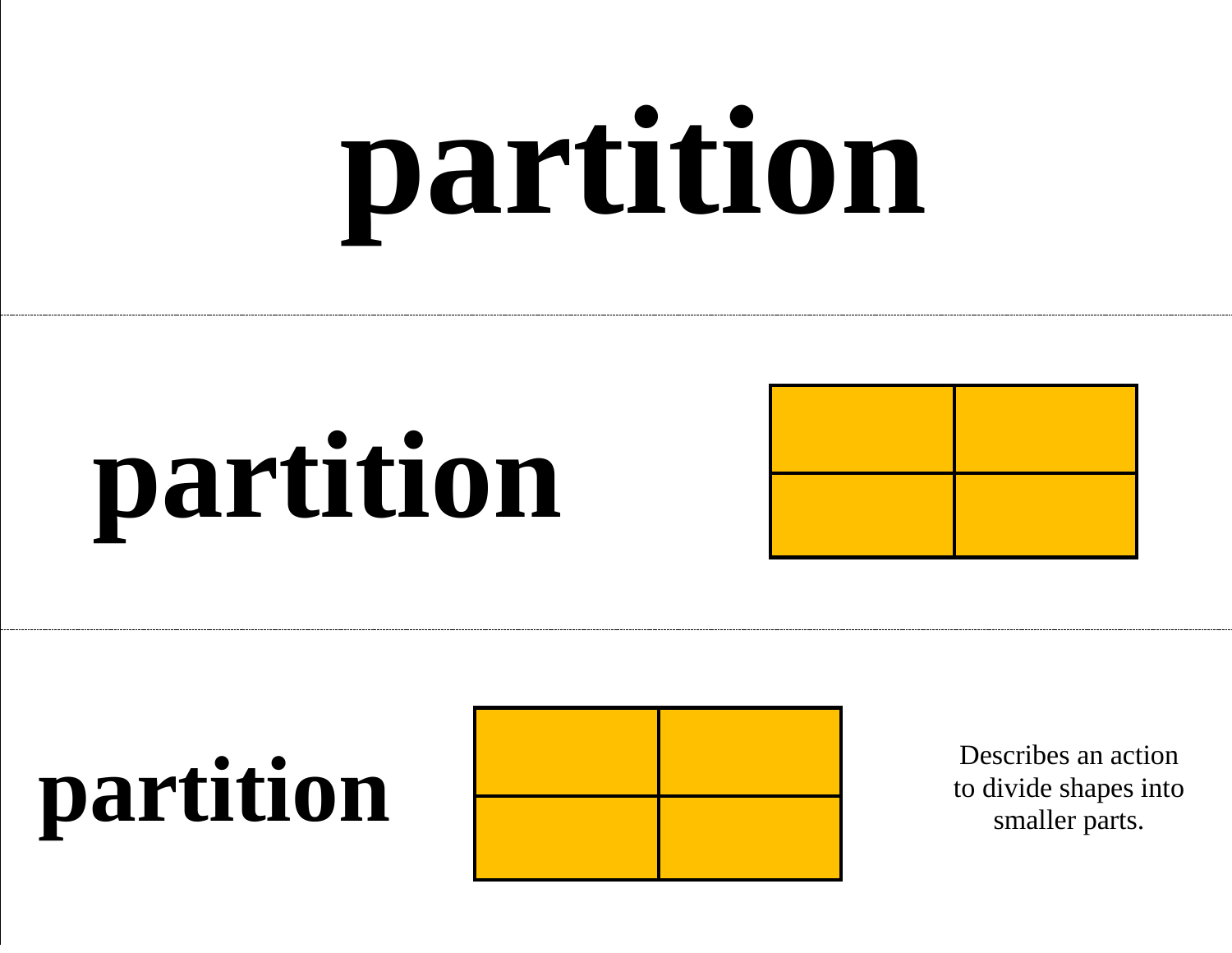# partition

# partition

# partition

Describes an action to divide shapes into smaller parts.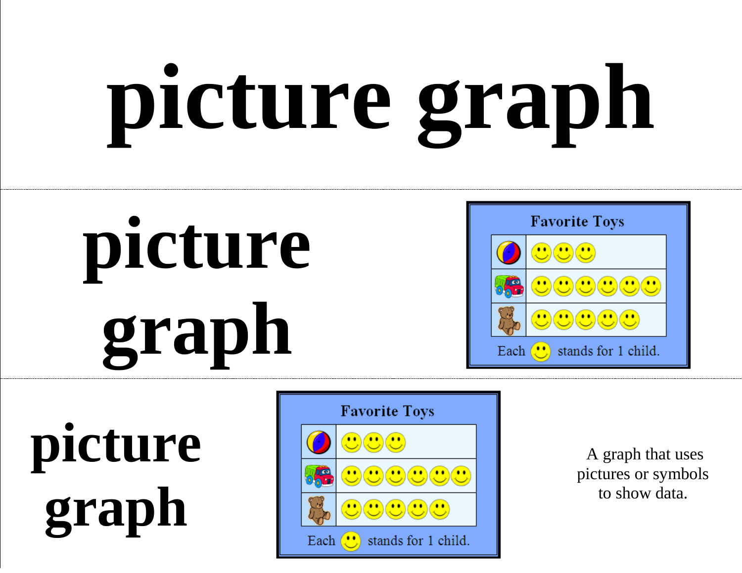# picture graph

---

# picture graph

**Favorite Toys**

| | |
|---|---|
| ball | 🙂🙂🙂 |
| truck | 🙂🙂🙂🙂🙂🙂 |
| teddy bear | 🙂🙂🙂🙂🙂 |

Each 🙂 stands for 1 child.

---

# picture graph

**Favorite Toys**

| | |
|---|---|
| ball | 🙂🙂🙂 |
| truck | 🙂🙂🙂🙂🙂🙂 |
| teddy bear | 🙂🙂🙂🙂🙂 |

Each 🙂 stands for 1 child.

A graph that uses pictures or symbols to show data.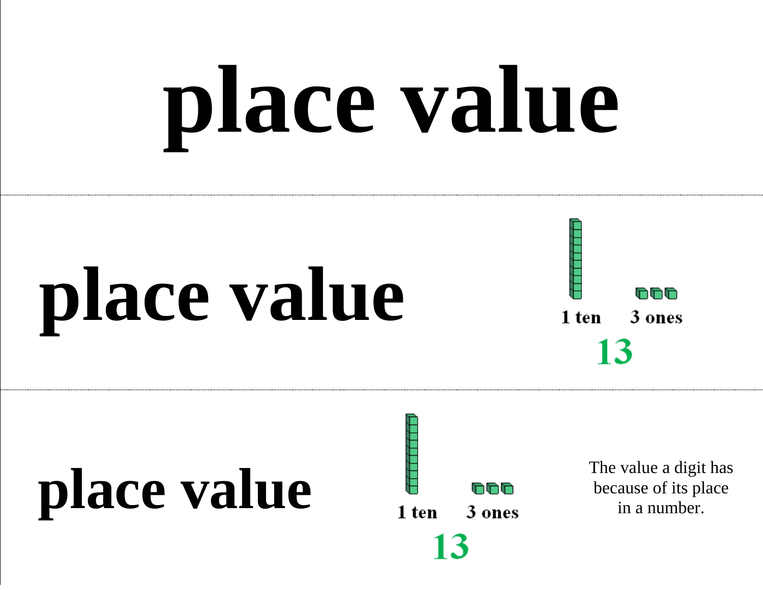# place value

---

# place value

1 ten 3 ones

13

---

# place value

1 ten 3 ones

13

The value a digit has because of its place in a number.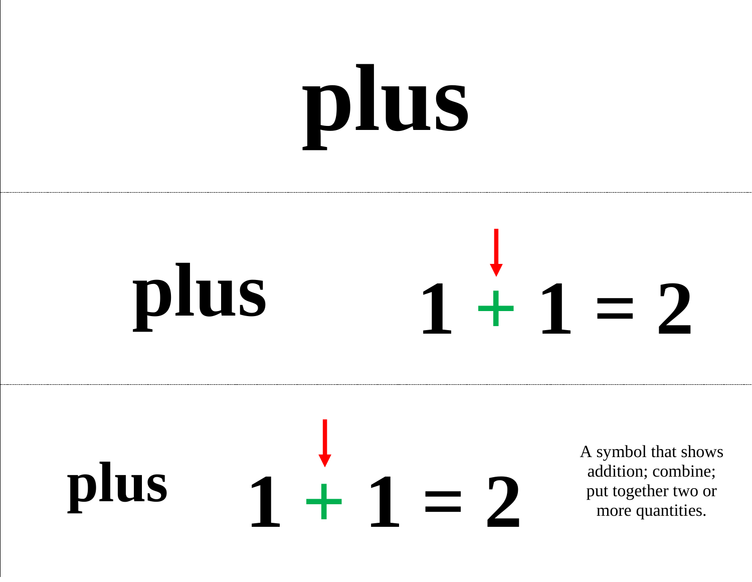# plus

---

**plus** $$1 + 1 = 2$$

---

**plus** $$1 + 1 = 2$$

A symbol that shows addition; combine; put together two or more quantities.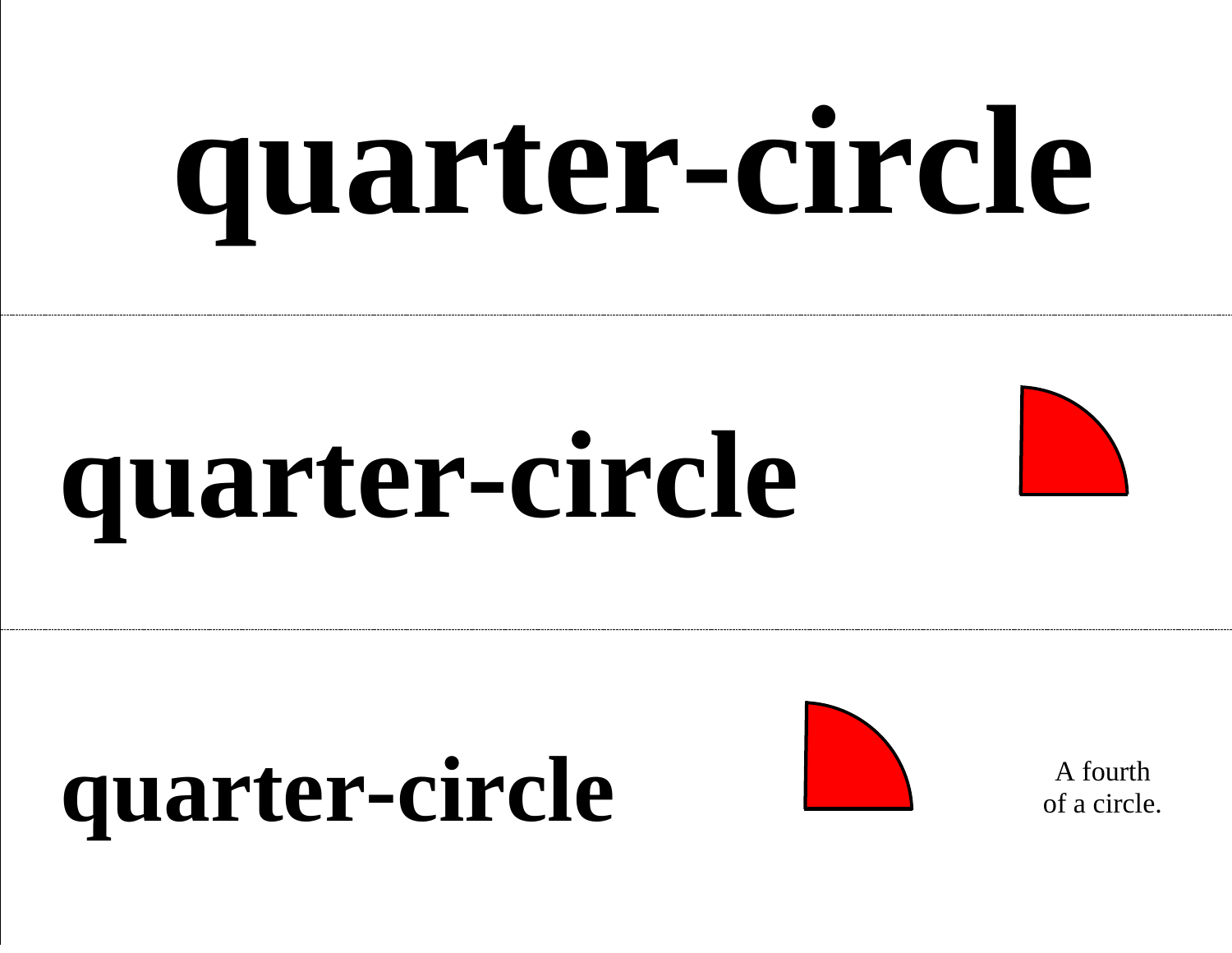# quarter-circle

---

# quarter-circle

---

# quarter-circle

A fourth
of a circle.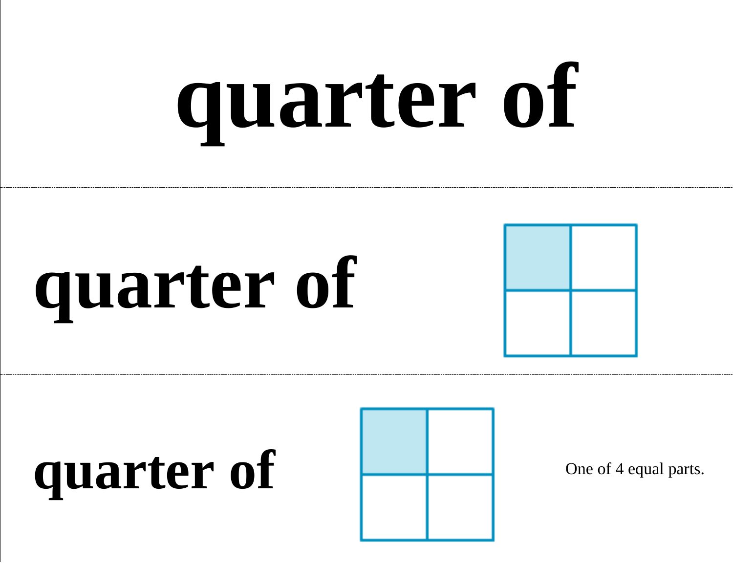# quarter of

---

# quarter of

---

# quarter of

One of 4 equal parts.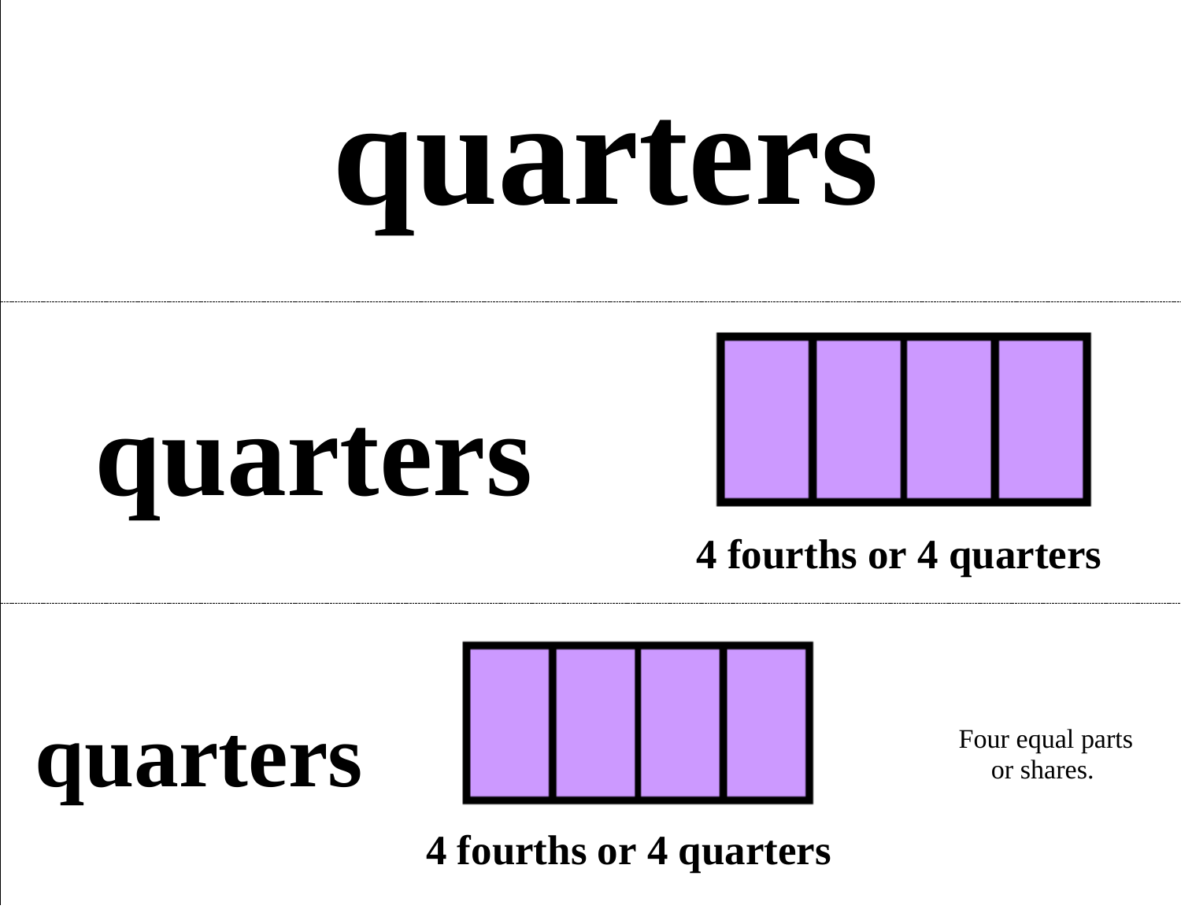# quarters

---

# quarters

**4 fourths or 4 quarters**

---

# quarters

**4 fourths or 4 quarters**

Four equal parts or shares.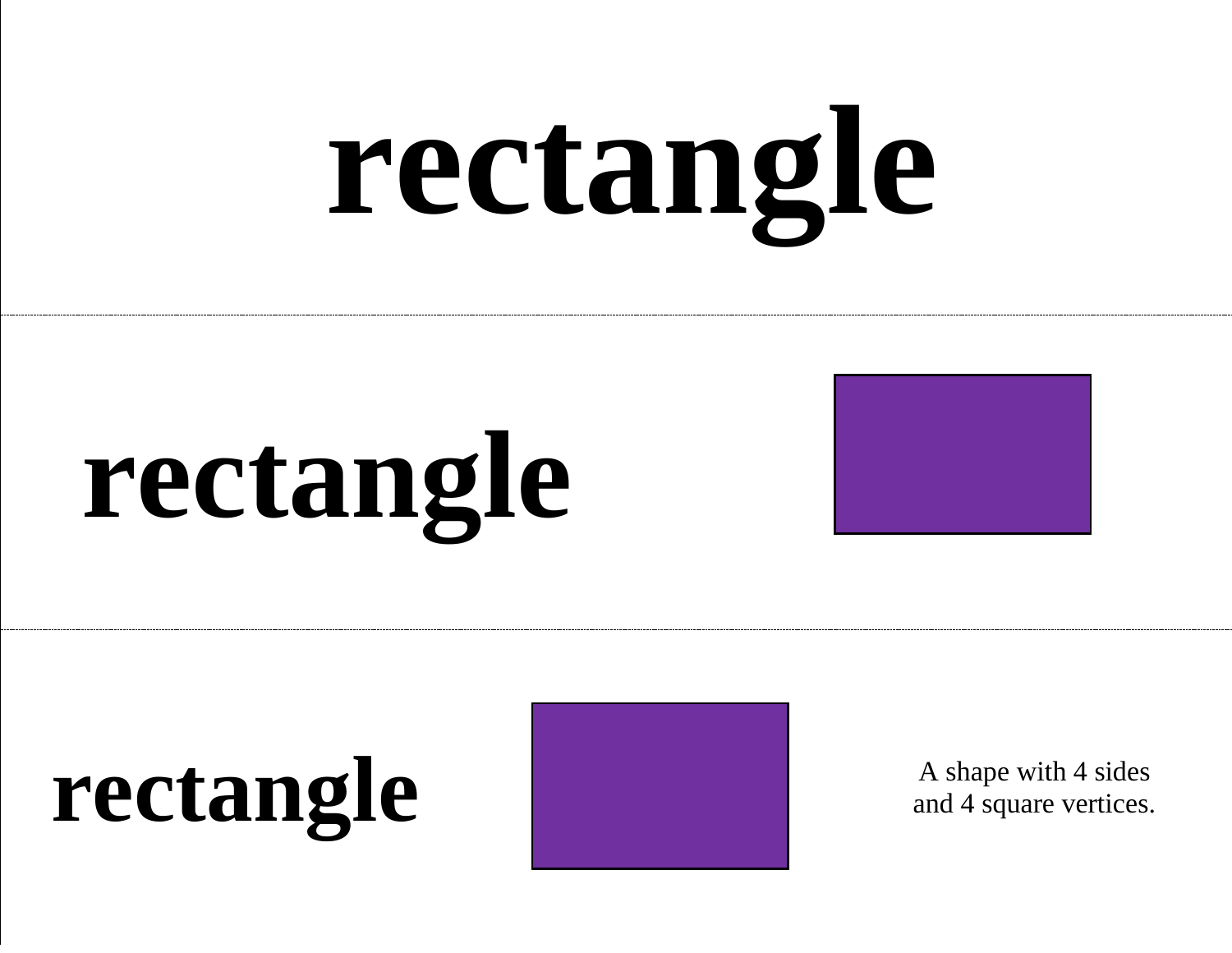# rectangle

---

**rectangle**

---

**rectangle**

A shape with 4 sides and 4 square vertices.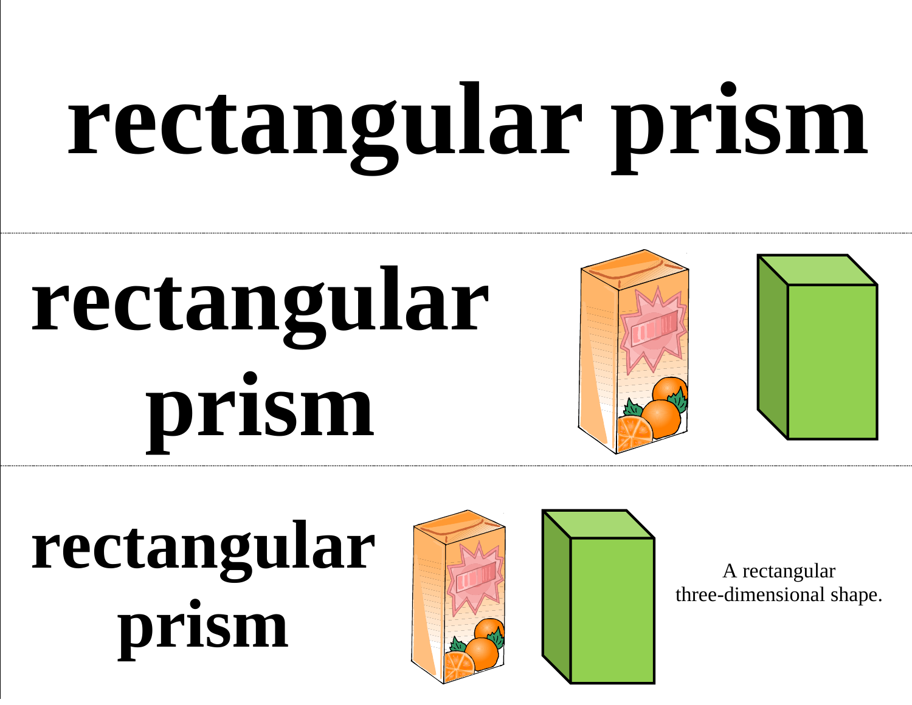# rectangular prism

# rectangular prism

# rectangular prism

A rectangular three-dimensional shape.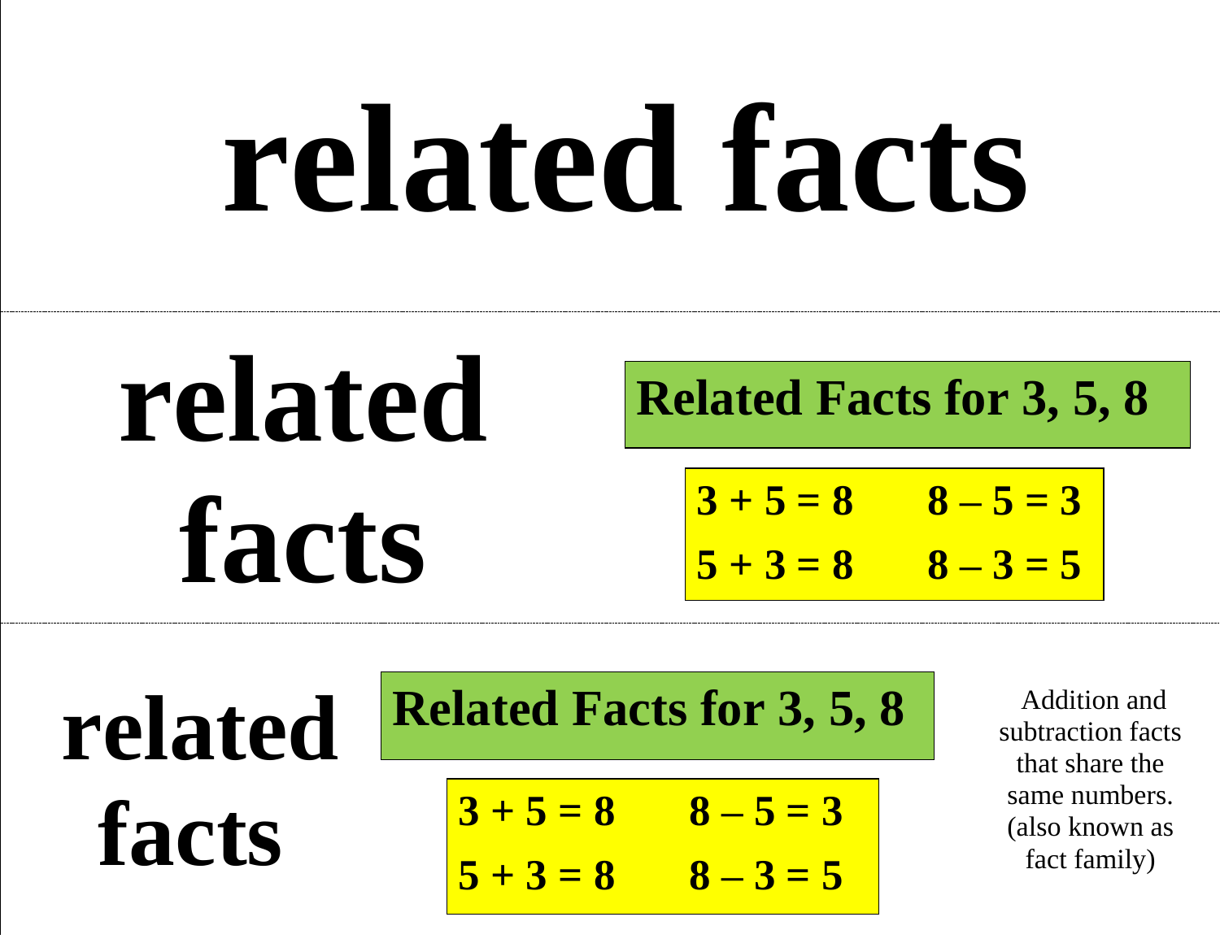# related facts

---

# related facts

**Related Facts for 3, 5, 8**

| | |
|---|---|
| **3 + 5 = 8** | **8 – 5 = 3** |
| **5 + 3 = 8** | **8 – 3 = 5** |

---

# related facts

**Related Facts for 3, 5, 8**

| | |
|---|---|
| **3 + 5 = 8** | **8 – 5 = 3** |
| **5 + 3 = 8** | **8 – 3 = 5** |

Addition and subtraction facts that share the same numbers. (also known as fact family)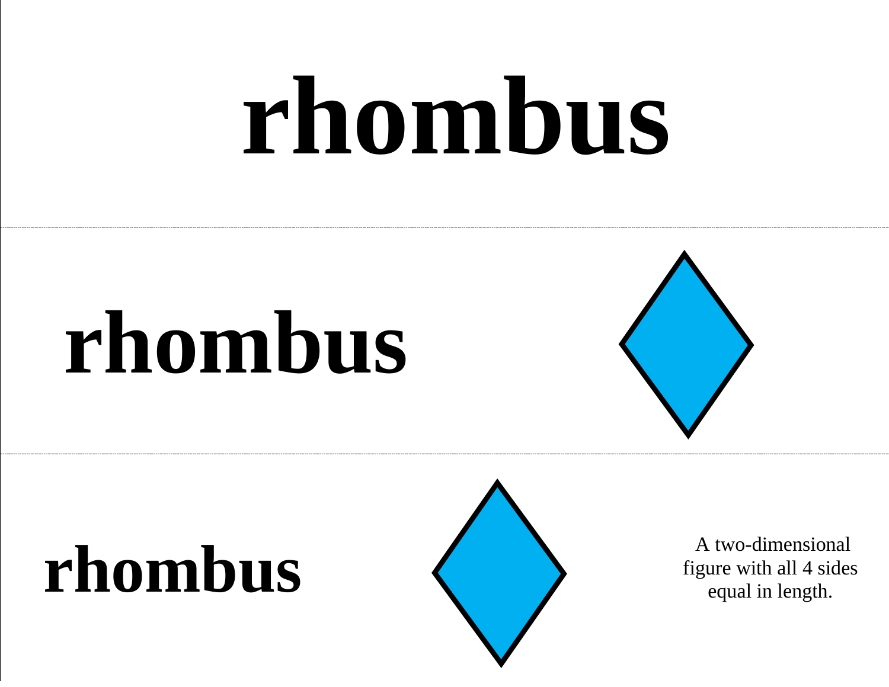# rhombus

---

# rhombus

---

# rhombus

A two-dimensional figure with all 4 sides equal in length.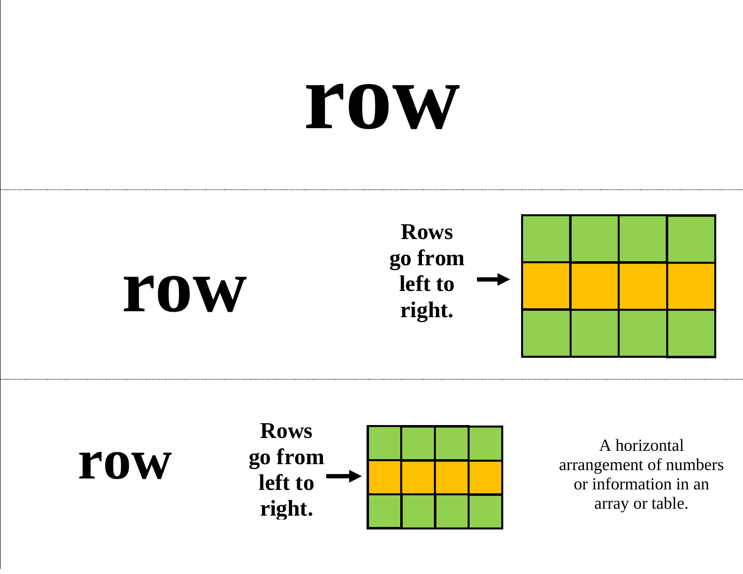# row

---

# row

**Rows go from left to right.** →

---

# row

**Rows go from left to right.** →

A horizontal arrangement of numbers or information in an array or table.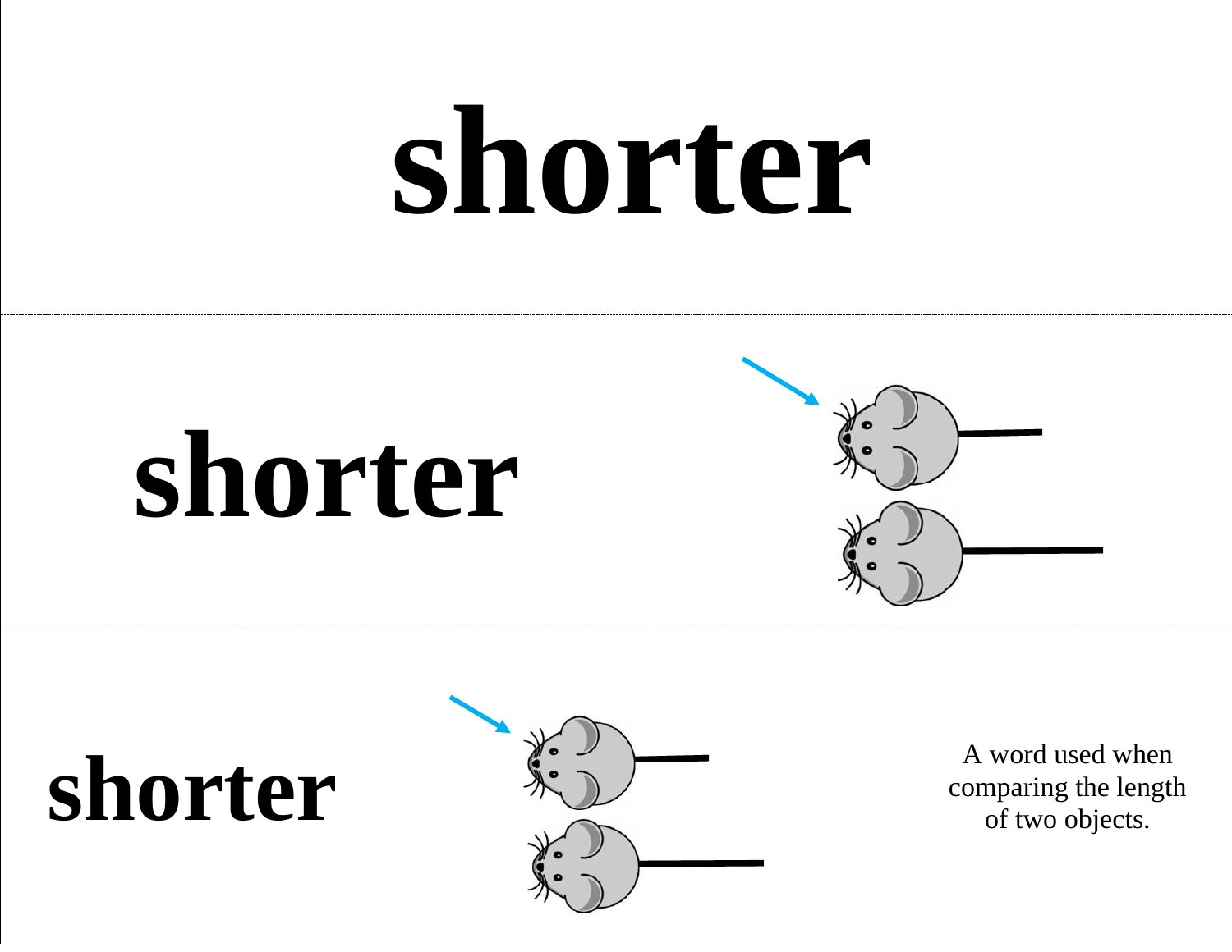# shorter

---

**shorter**

---

**shorter**

A word used when comparing the length of two objects.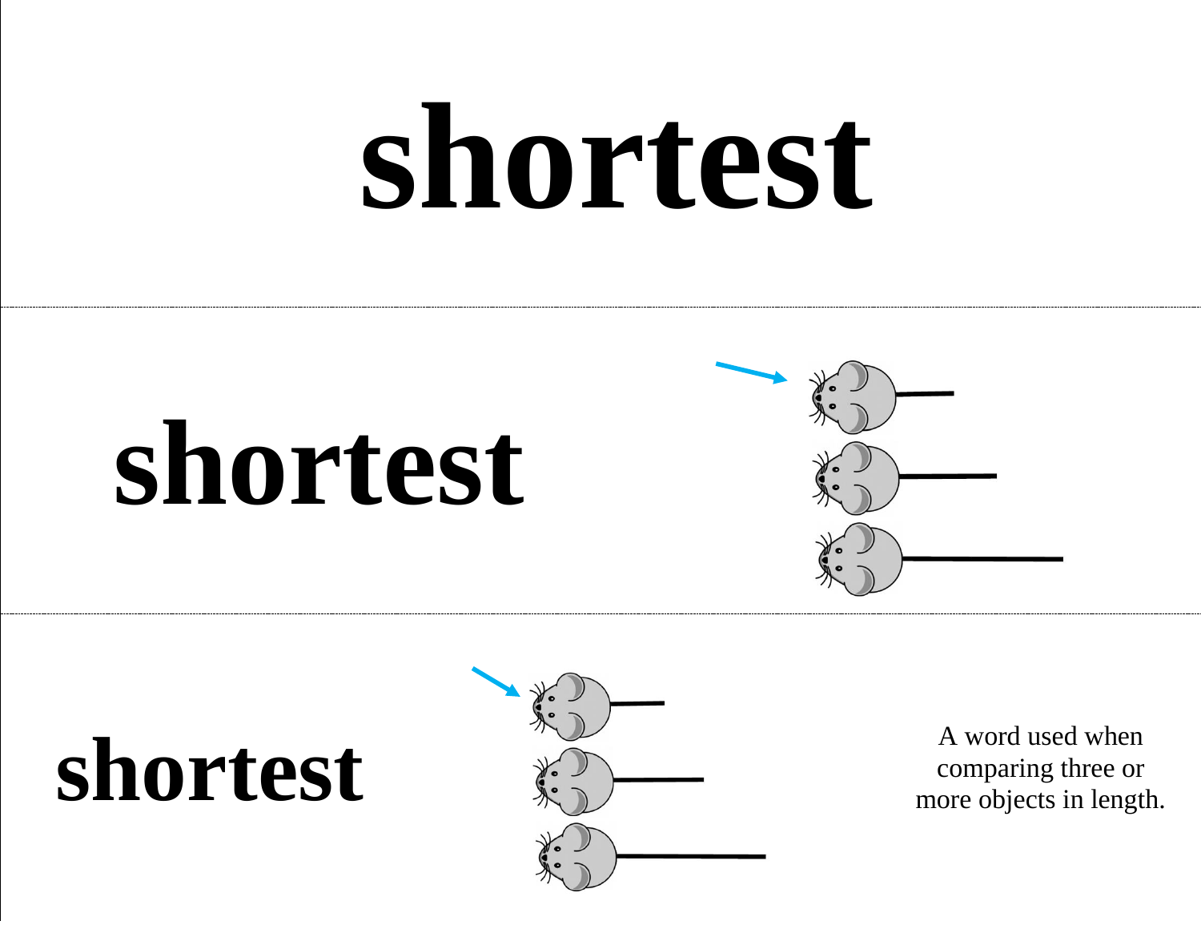# shortest

# shortest

# shortest

A word used when comparing three or more objects in length.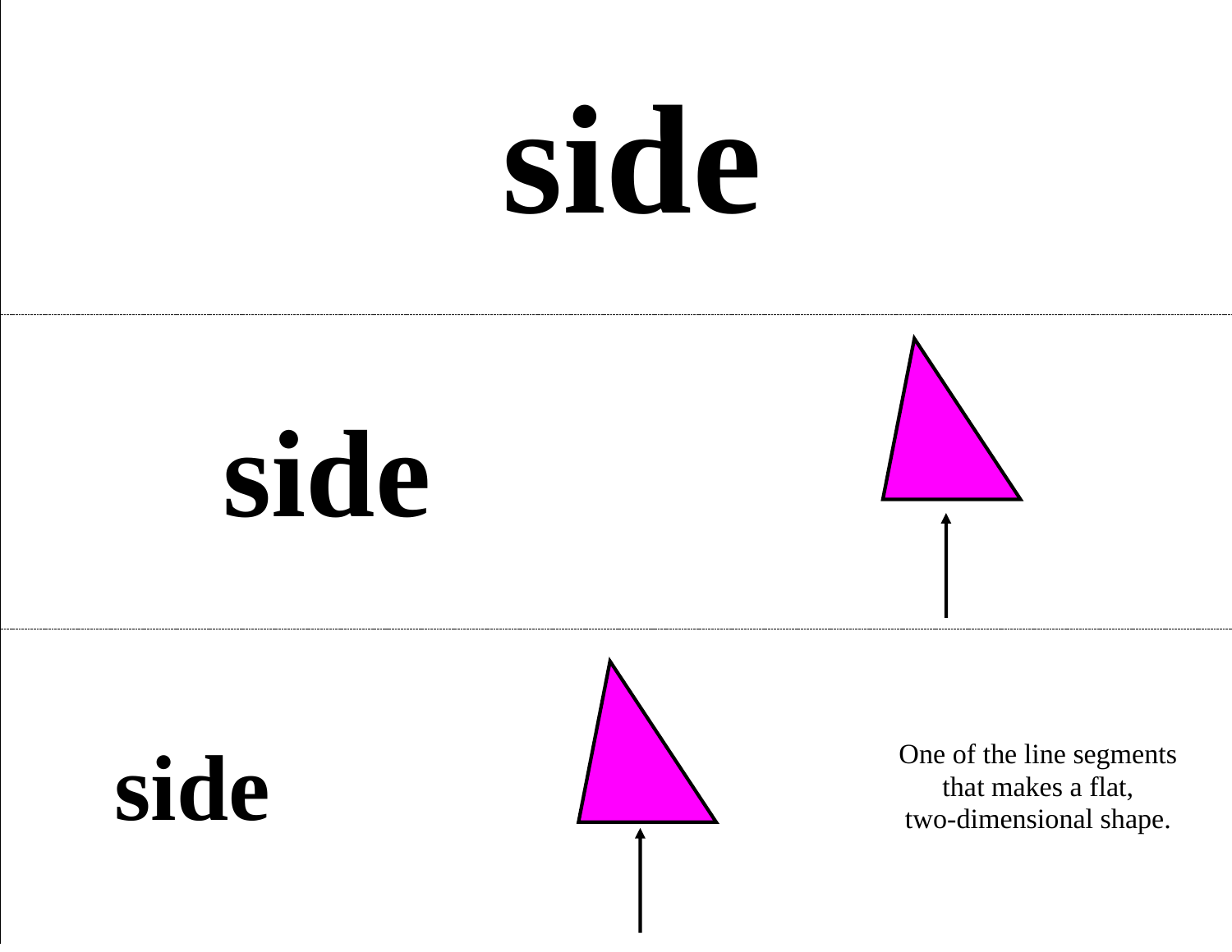# side

**side**

**side**

One of the line segments that makes a flat, two-dimensional shape.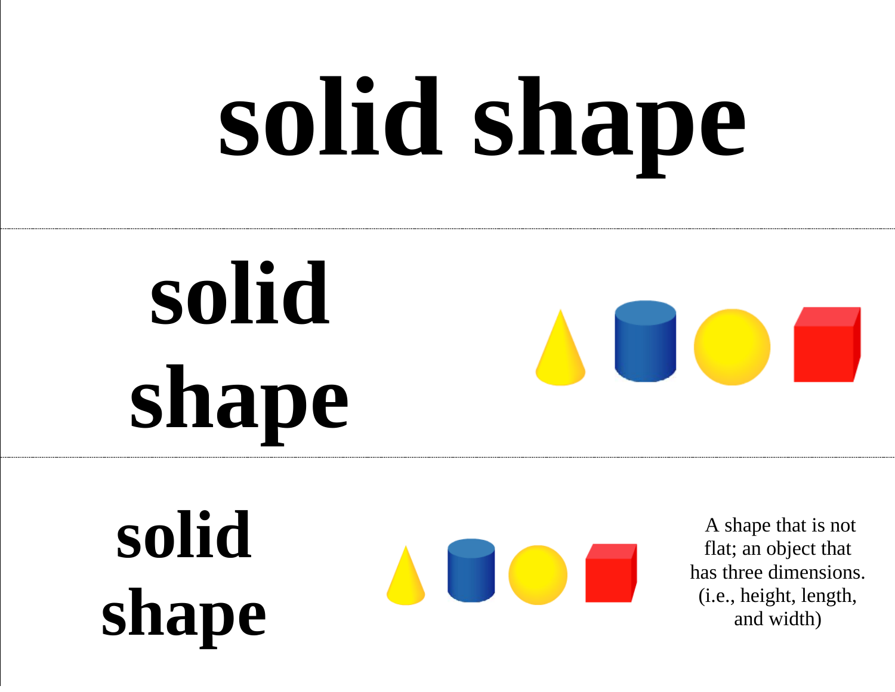# solid shape

---

# solid shape

---

**solid shape**

A shape that is not flat; an object that has three dimensions. (i.e., height, length, and width)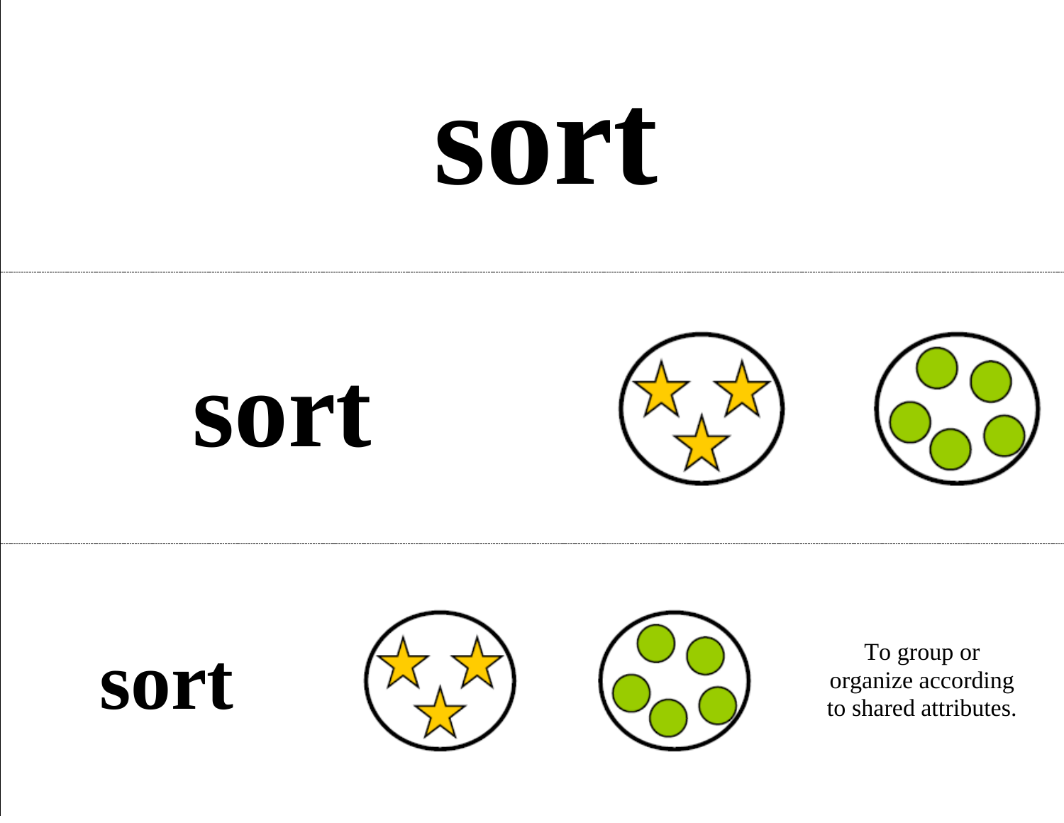# sort

## sort

### sort

To group or organize according to shared attributes.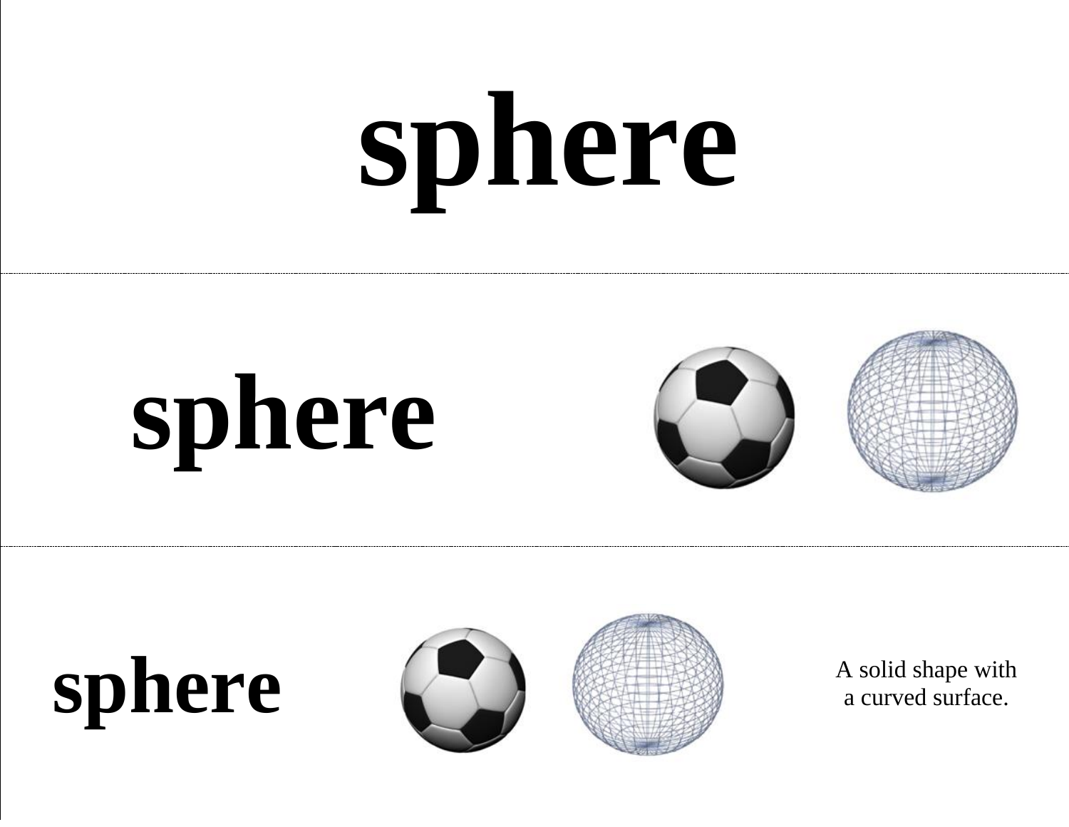# sphere

---

## sphere

---

**sphere**

A solid shape with a curved surface.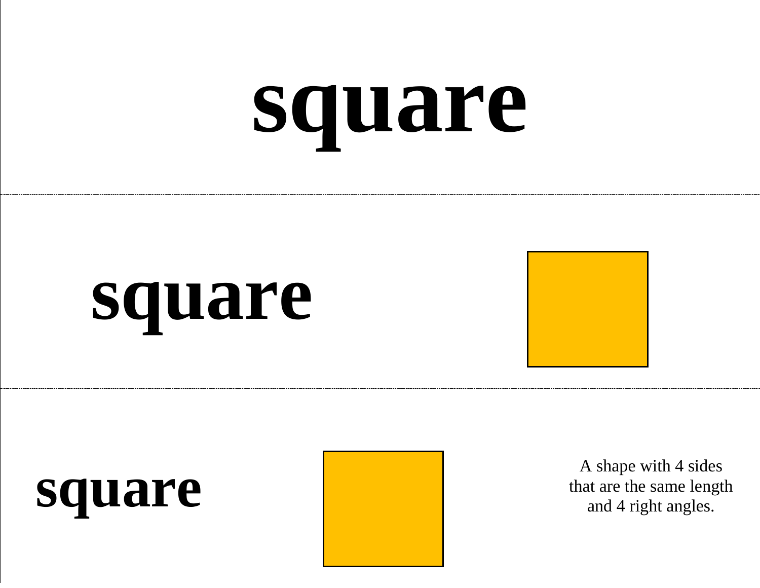# square

**square**

**square**

A shape with 4 sides that are the same length and 4 right angles.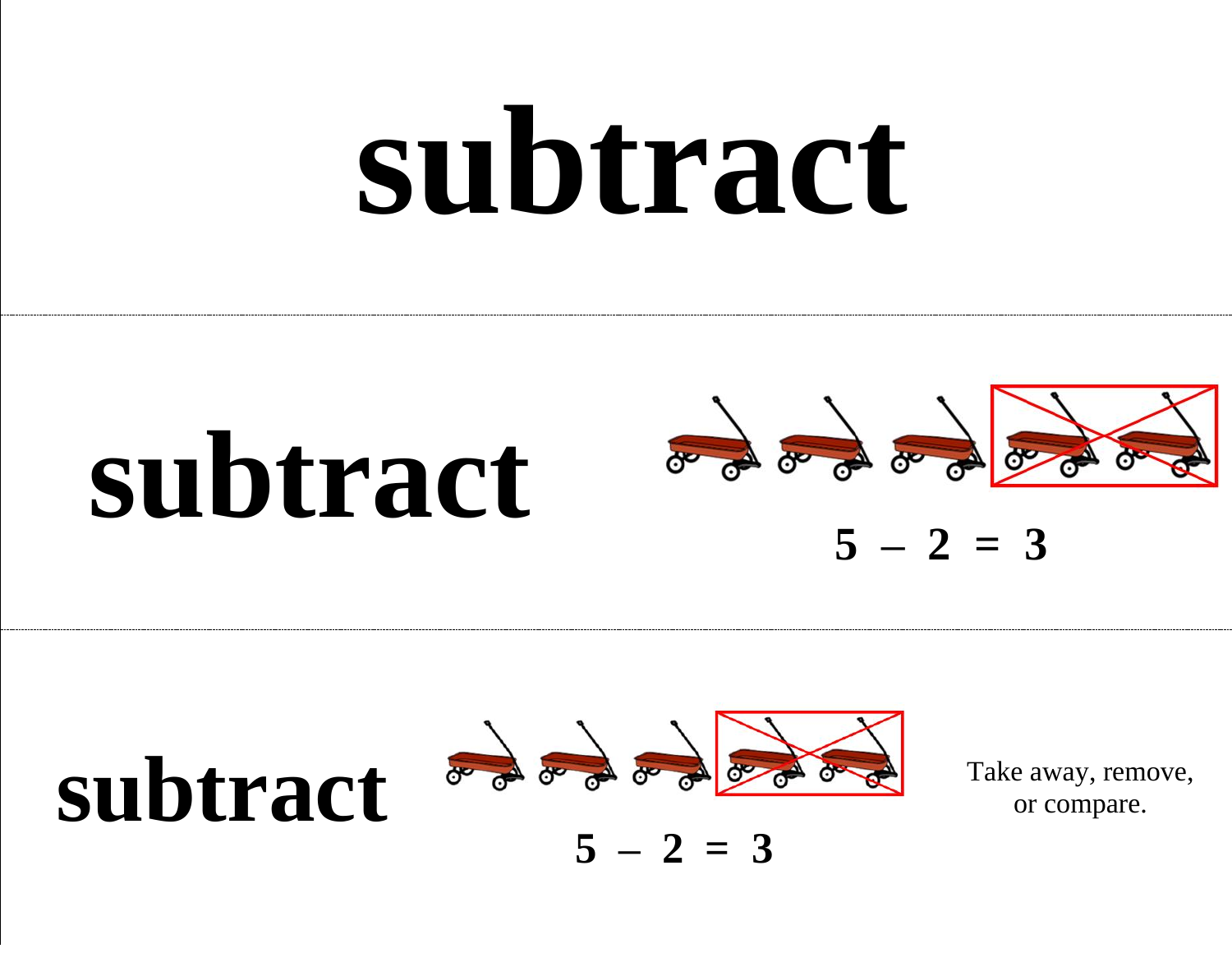# subtract

---

**subtract**

$$5 - 2 = 3$$

---

**subtract**

$$5 - 2 = 3$$

Take away, remove, or compare.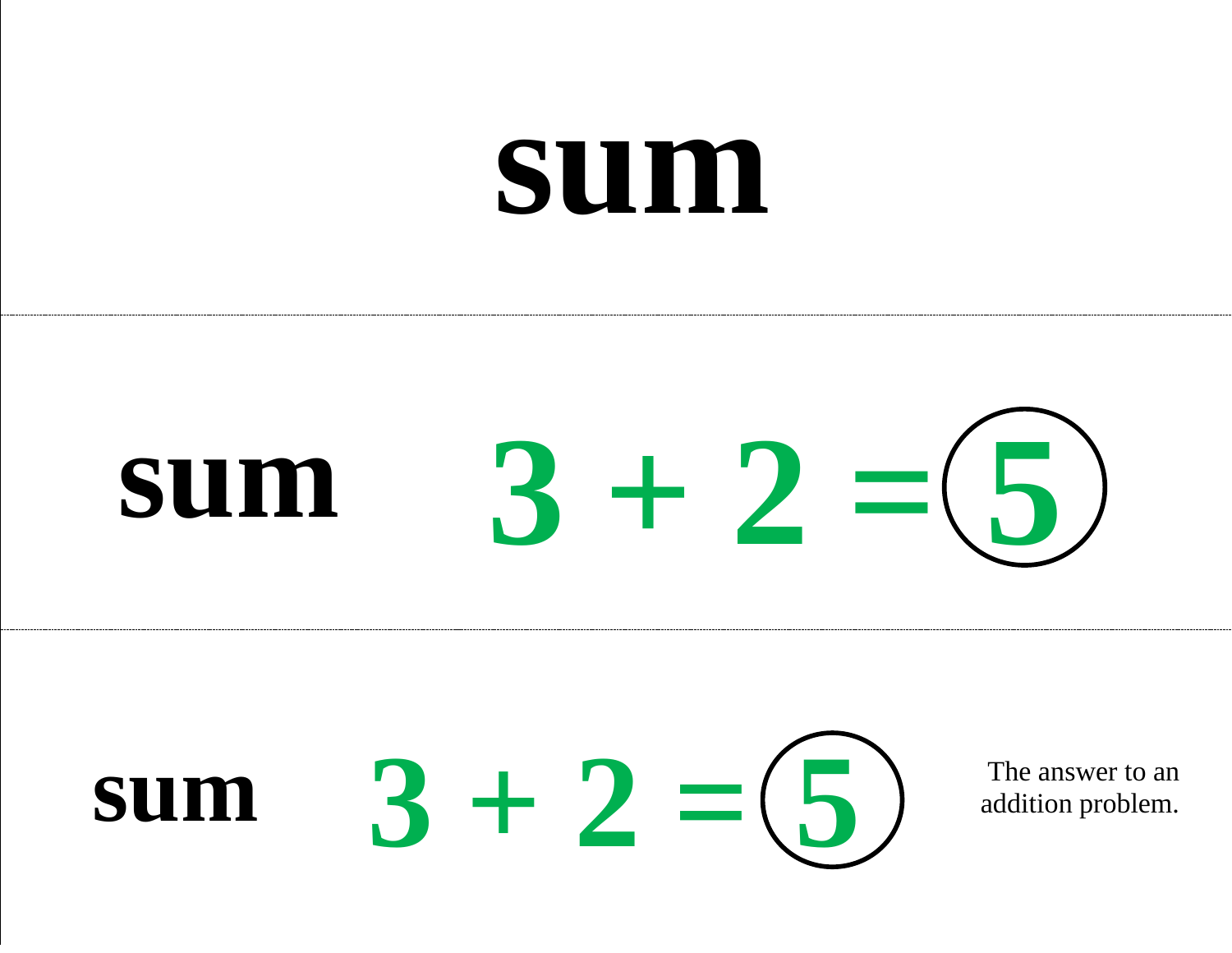# sum

---

**sum** $3 + 2 = 5$

---

**sum** $3 + 2 = 5$

The answer to an addition problem.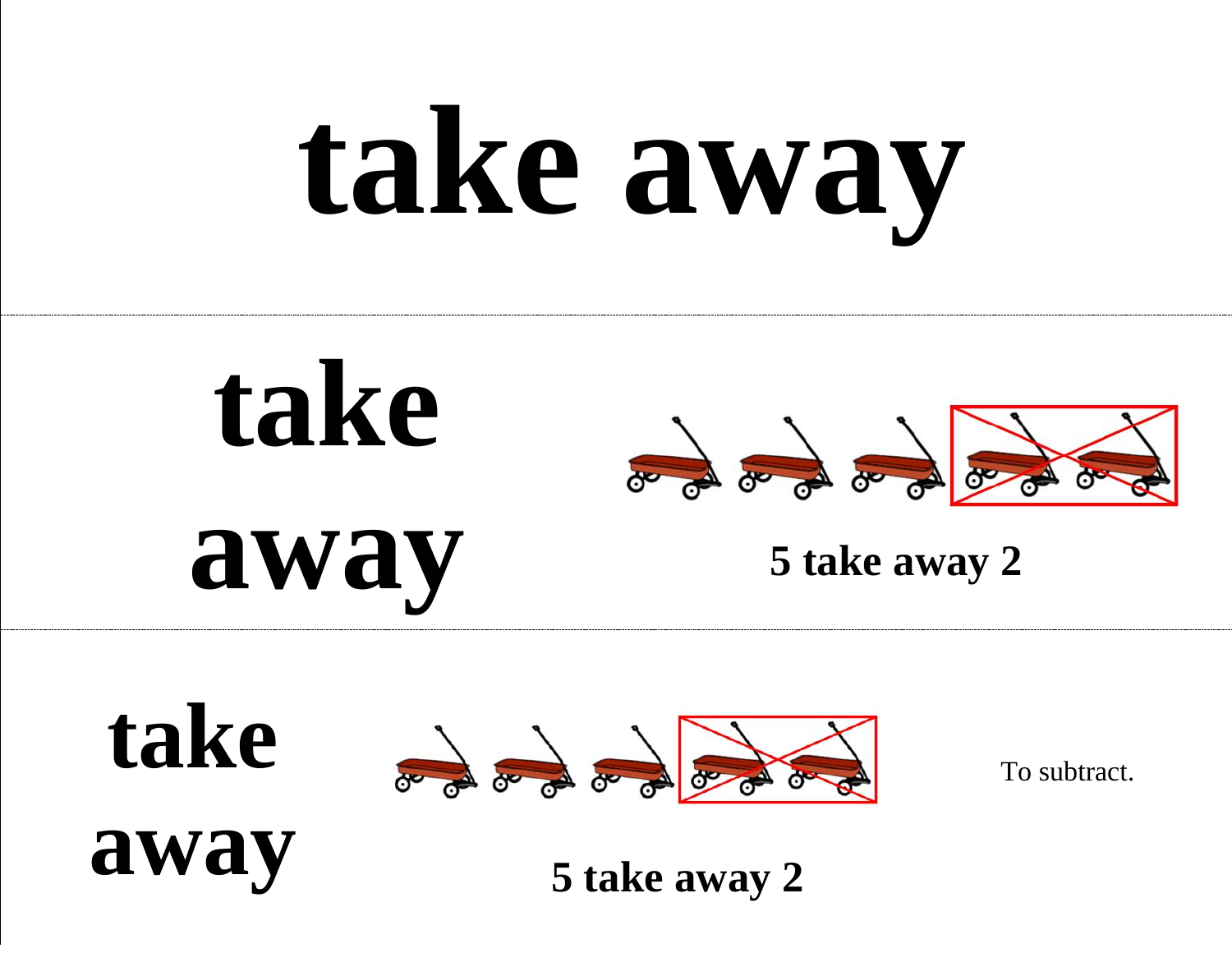# take away

---

**take away**

**5 take away 2**

---

**take away**

**5 take away 2**

To subtract.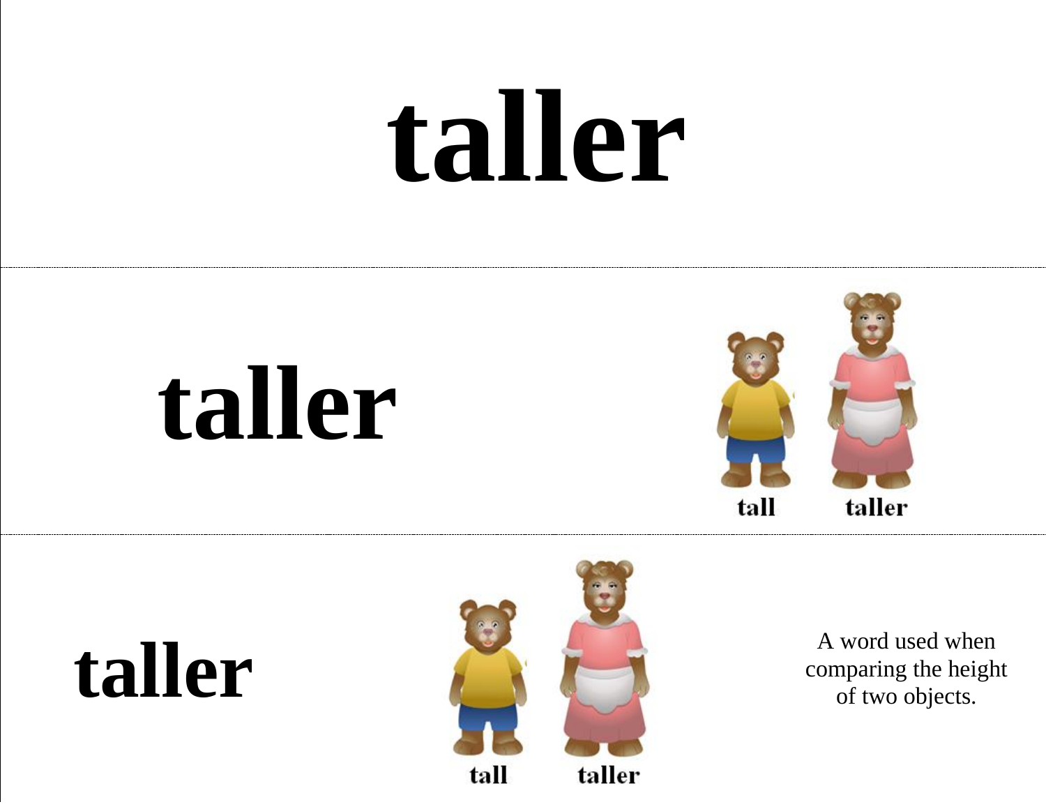# taller

---

## taller

tall taller

---

## taller

tall taller

A word used when comparing the height of two objects.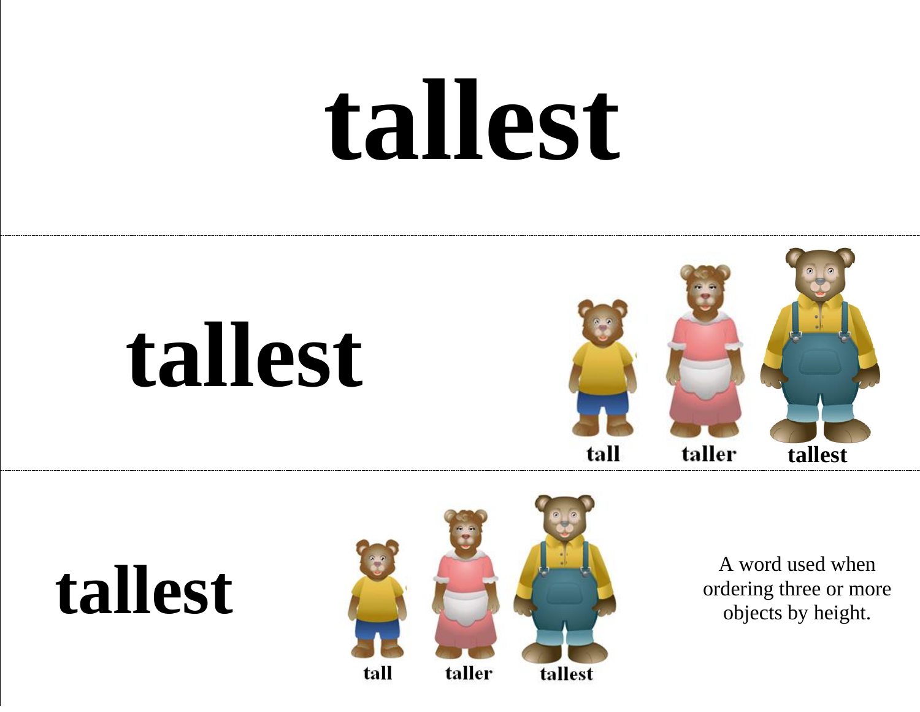# tallest

---

# tallest

tall　taller　tallest

---

# tallest

tall　taller　tallest

A word used when ordering three or more objects by height.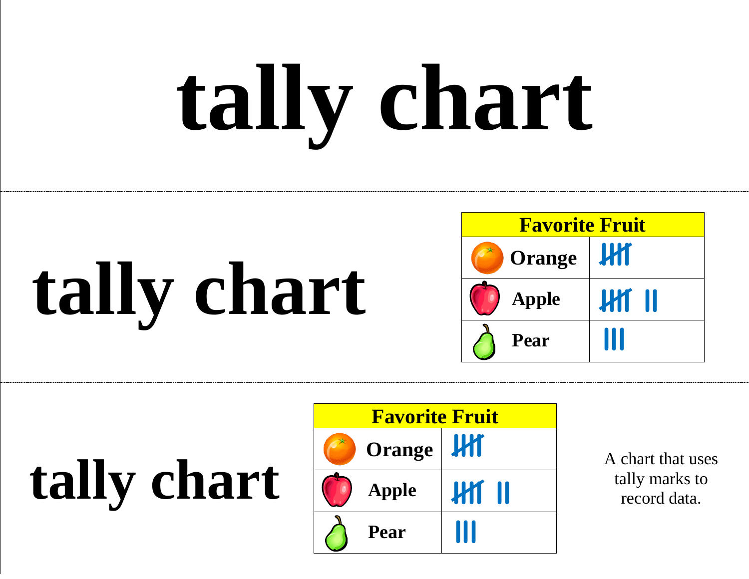# tally chart

# tally chart

| Favorite Fruit | |
|---|---|
| Orange | 𝍸 |
| Apple | 𝍸 II |
| Pear | III |

# tally chart

| Favorite Fruit | |
|---|---|
| Orange | 𝍸 |
| Apple | 𝍸 II |
| Pear | III |

A chart that uses tally marks to record data.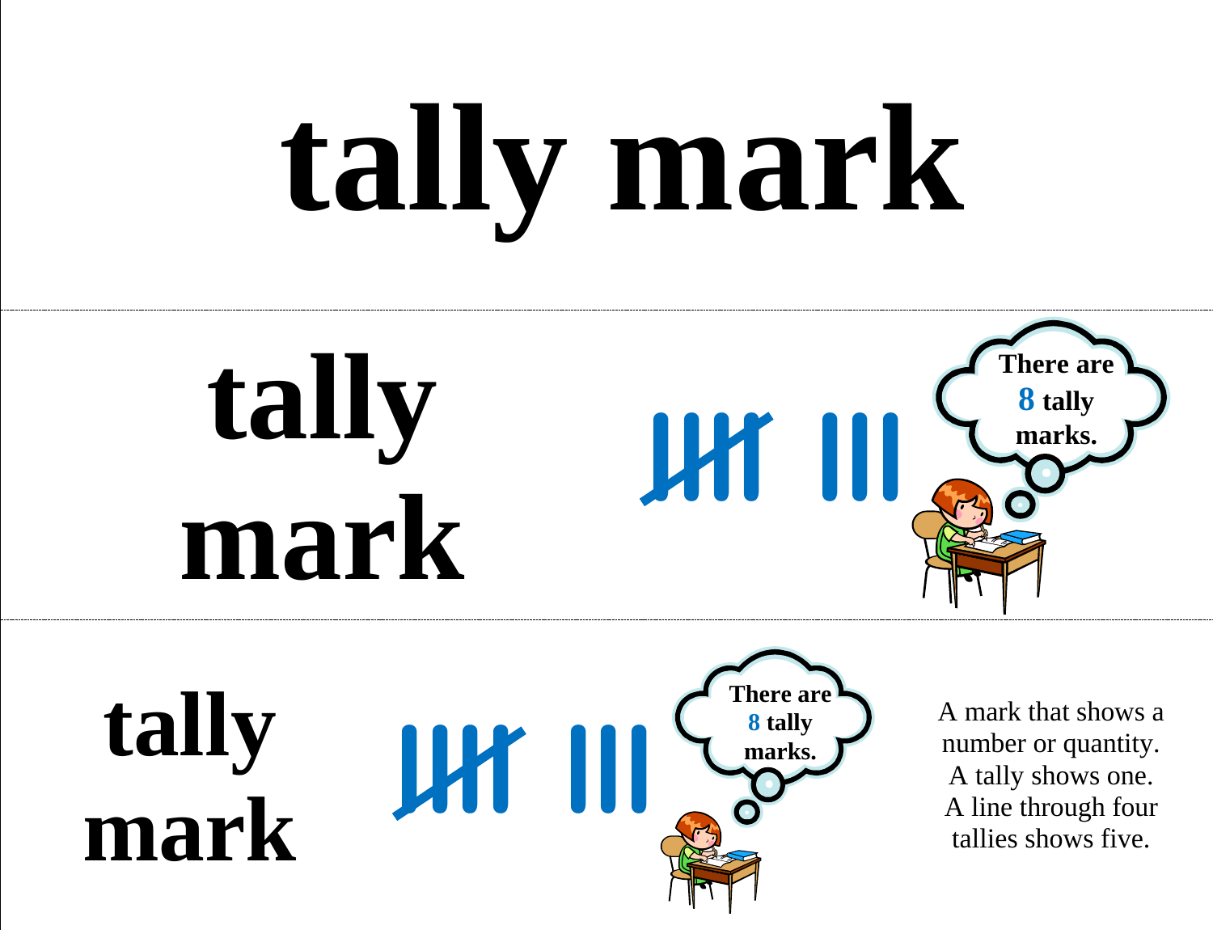# tally mark

---

# tally mark

There are **8** tally marks.

---

# tally mark

There are **8** tally marks.

A mark that shows a number or quantity. A tally shows one. A line through four tallies shows five.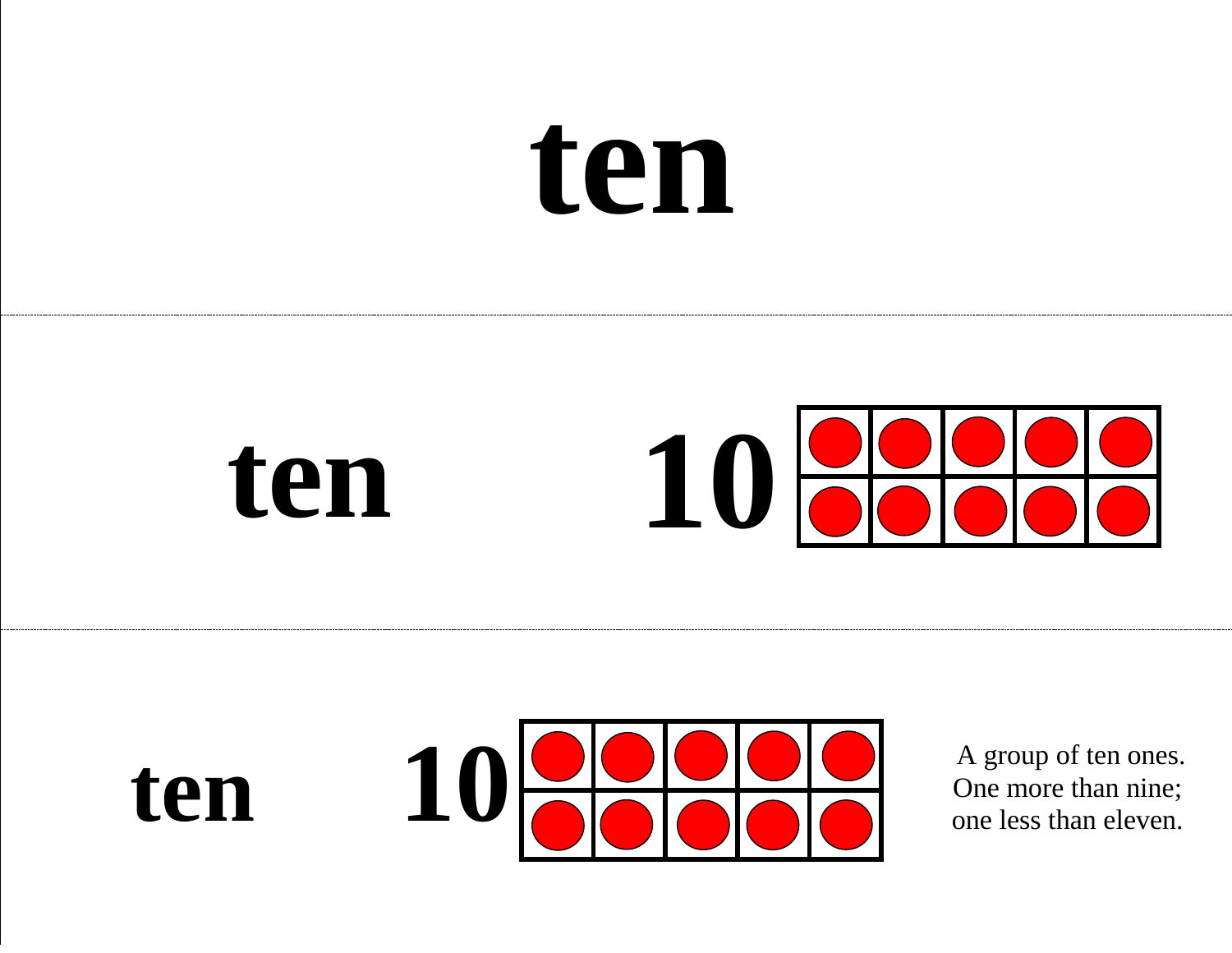# ten

**ten** **10**

**ten** **10**

A group of ten ones.
One more than nine;
one less than eleven.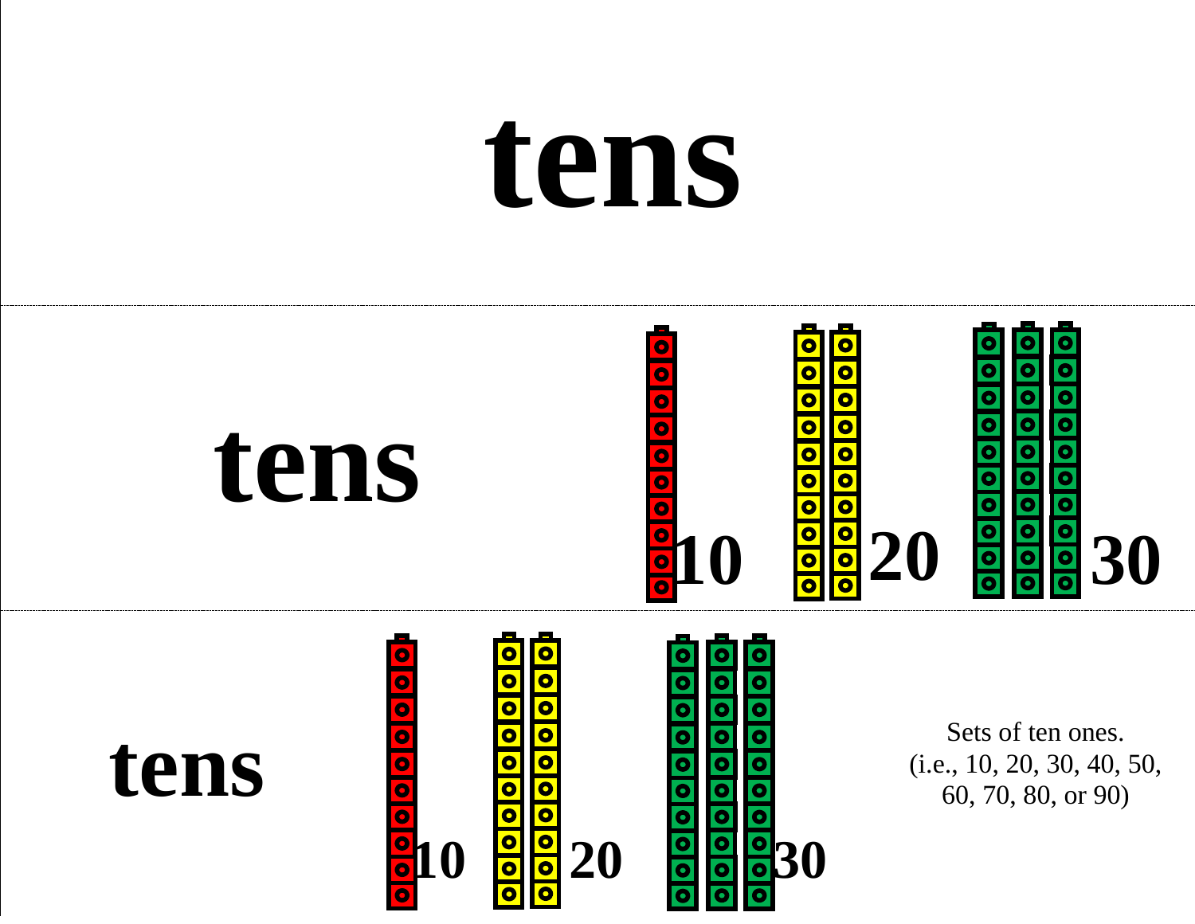# tens

**tens**

10 20 30

**tens**

10 20 30

Sets of ten ones.
(i.e., 10, 20, 30, 40, 50, 60, 70, 80, or 90)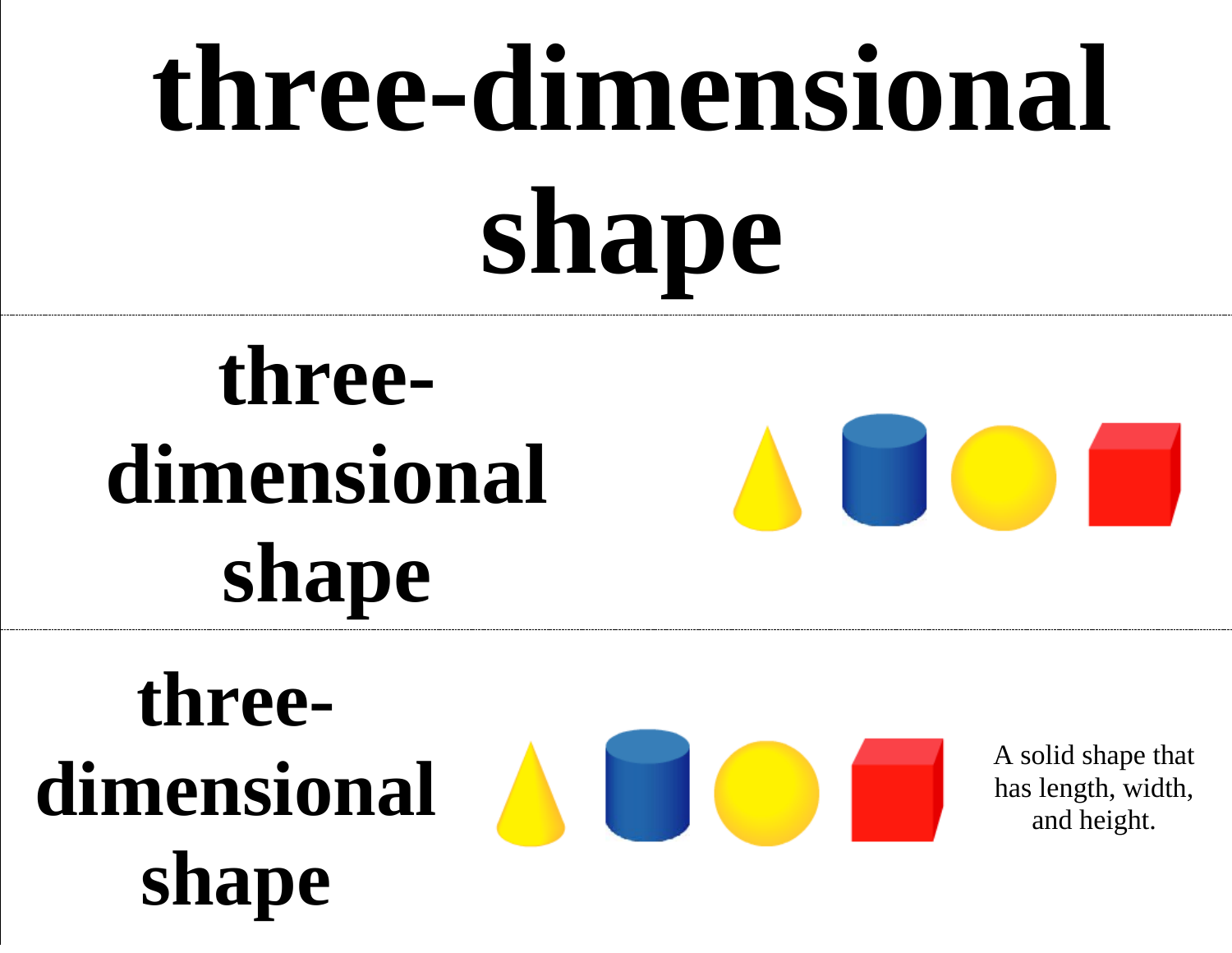# three-dimensional shape

---

**three-dimensional shape**

---

**three-dimensional shape**

A solid shape that has length, width, and height.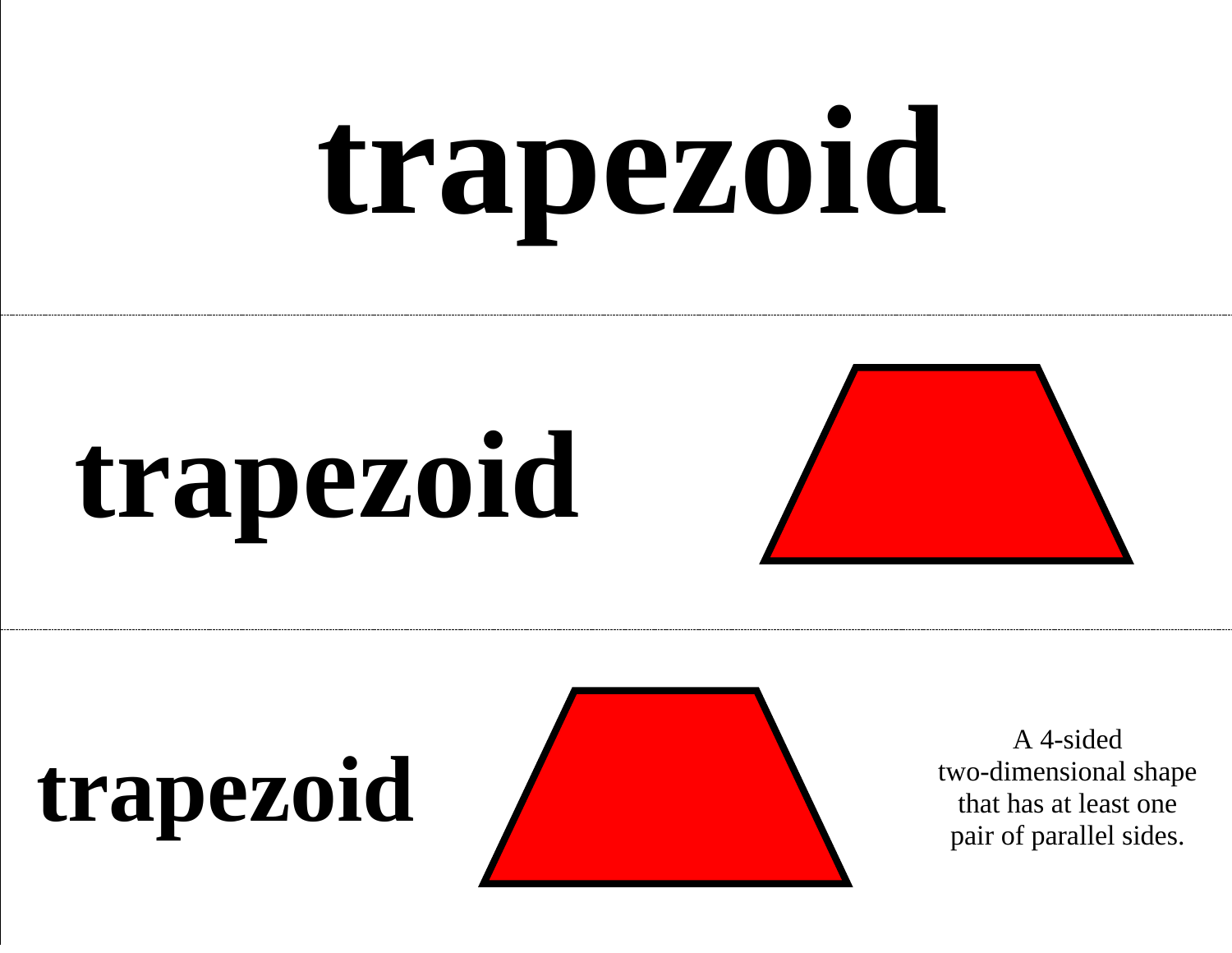# trapezoid

---

# trapezoid

---

# trapezoid

A 4-sided
two-dimensional shape
that has at least one
pair of parallel sides.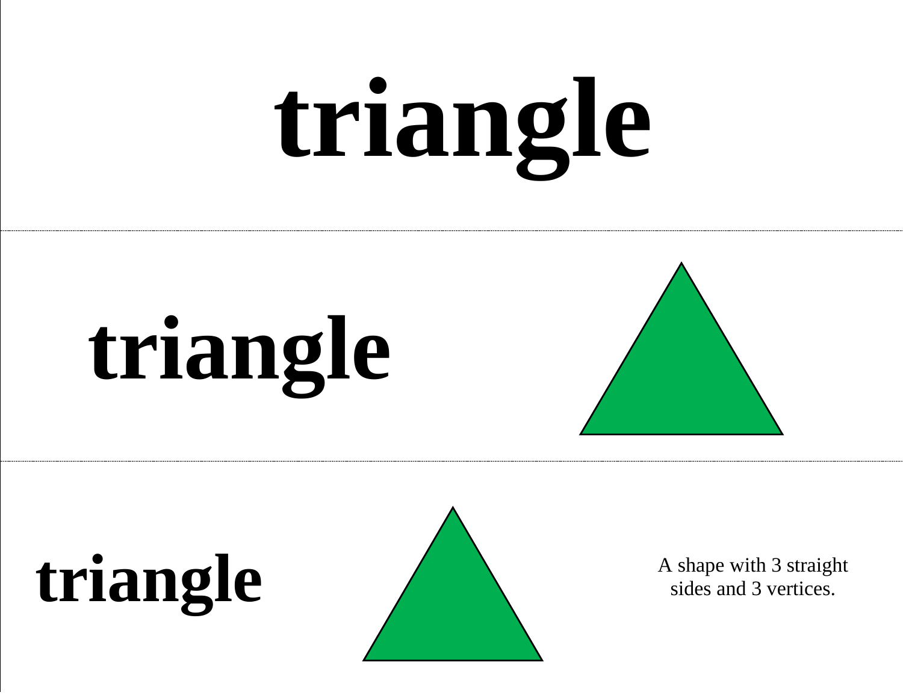# triangle

---

**triangle**

---

**triangle**

A shape with 3 straight sides and 3 vertices.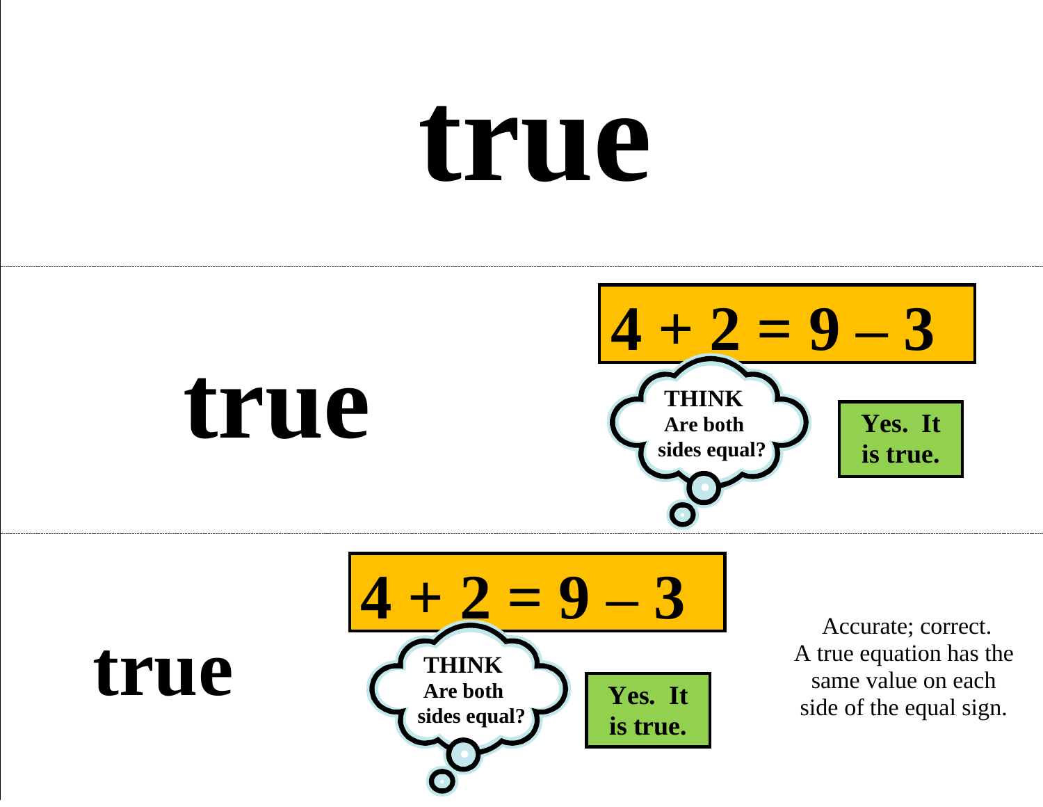# true

---

## true

$$4 + 2 = 9 - 3$$

THINK
Are both sides equal?

**Yes. It is true.**

---

## true

$$4 + 2 = 9 - 3$$

THINK
Are both sides equal?

**Yes. It is true.**

Accurate; correct.
A true equation has the same value on each side of the equal sign.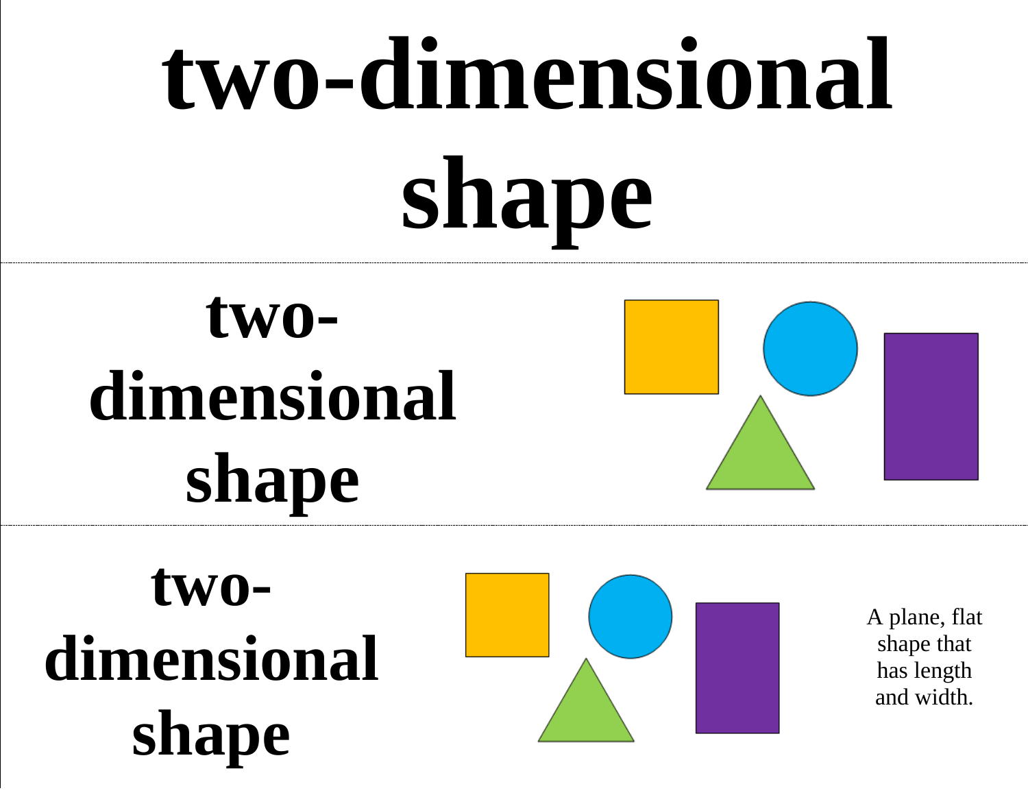# two-dimensional shape

---

## two-dimensional shape

---

## two-dimensional shape

A plane, flat shape that has length and width.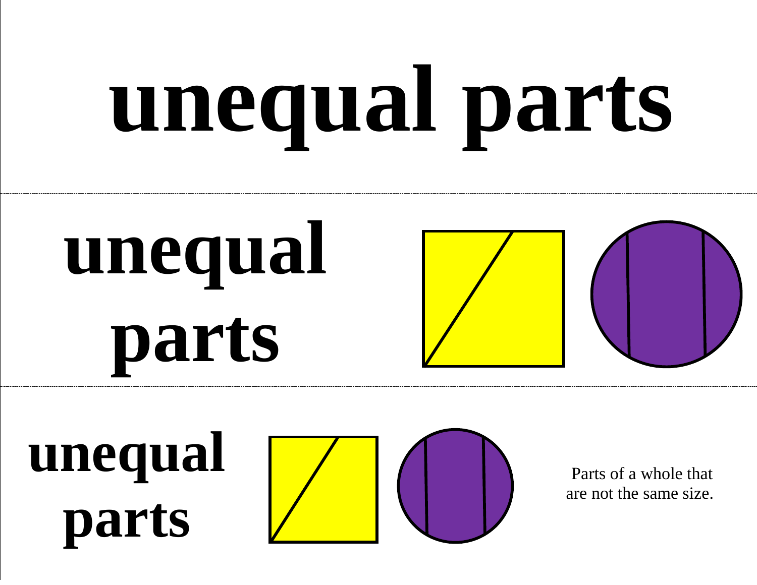# unequal parts

## unequal parts

### unequal parts

Parts of a whole that are not the same size.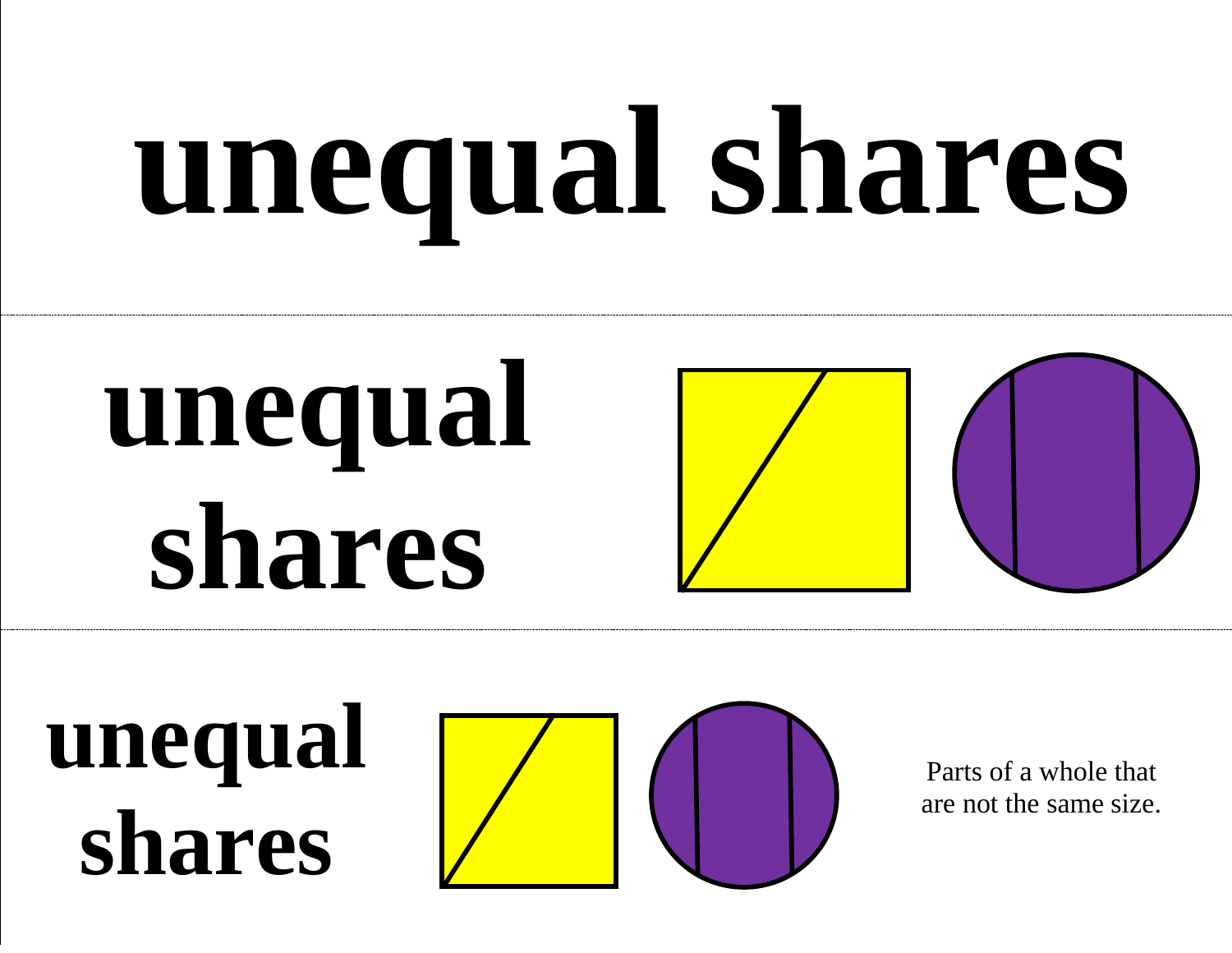# unequal shares

## unequal shares

### unequal shares

Parts of a whole that are not the same size.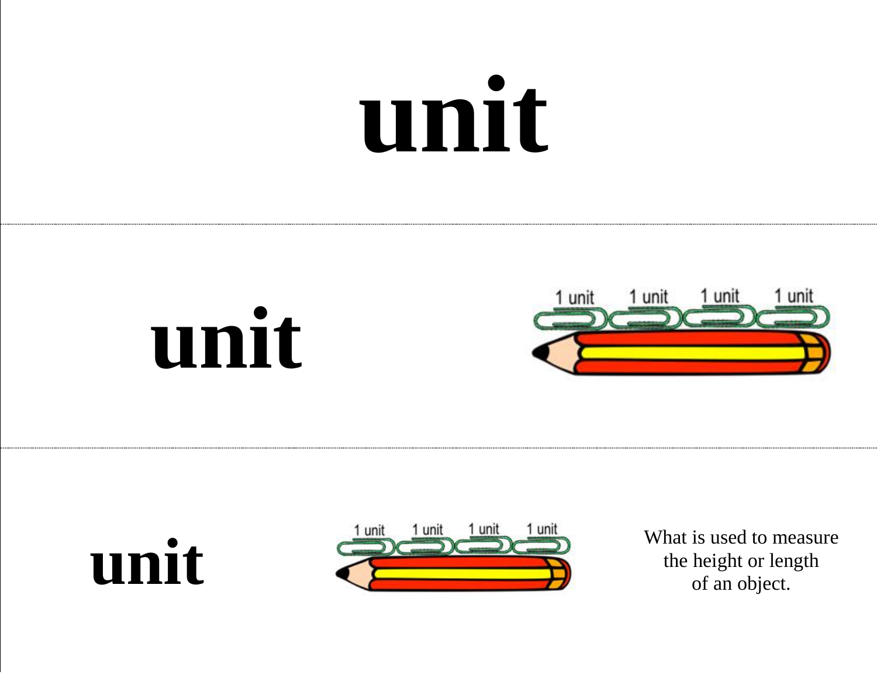# unit

# unit

1 unit 1 unit 1 unit 1 unit

# unit

1 unit 1 unit 1 unit 1 unit

What is used to measure the height or length of an object.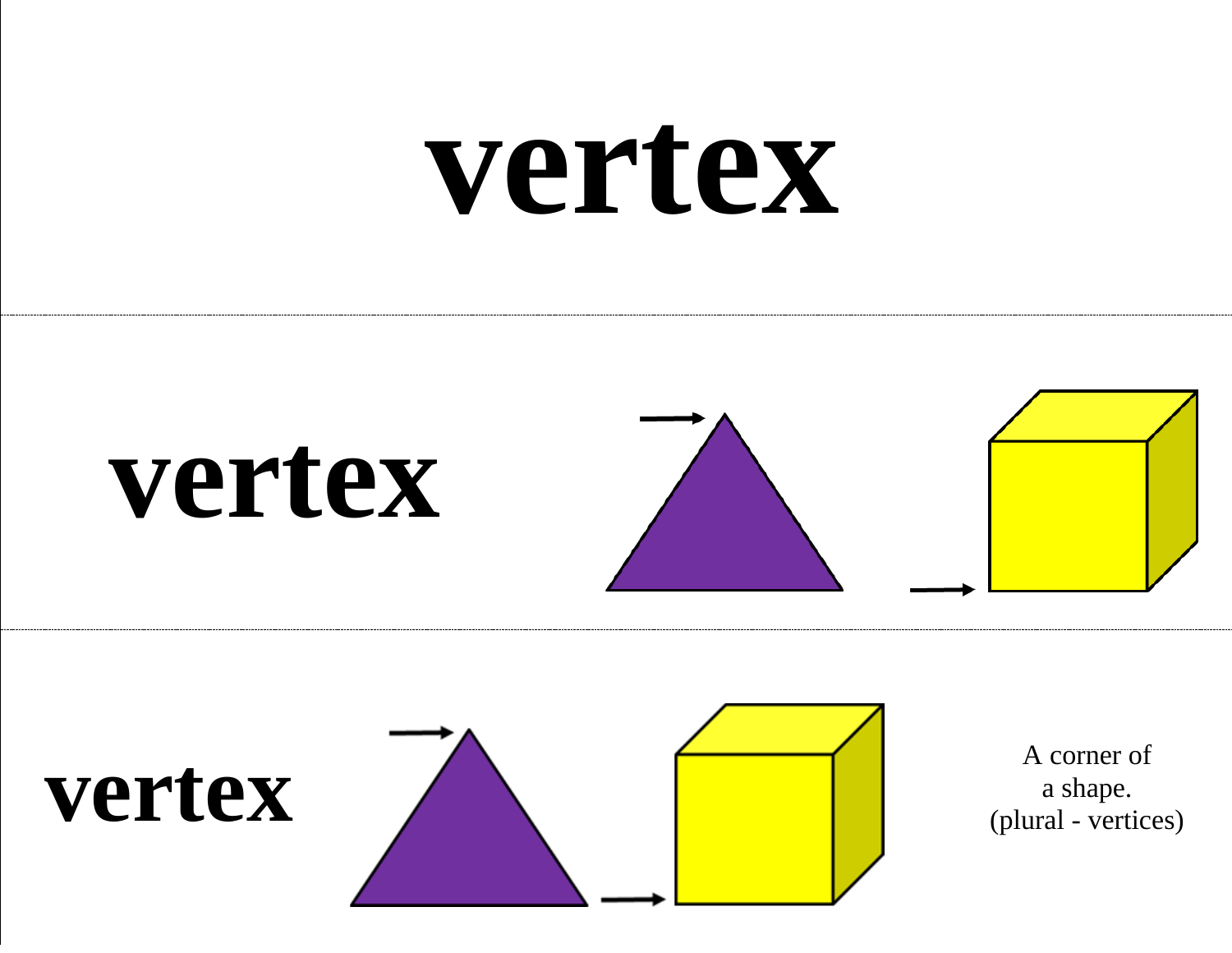# vertex

**vertex**

**vertex**

A corner of
a shape.
(plural - vertices)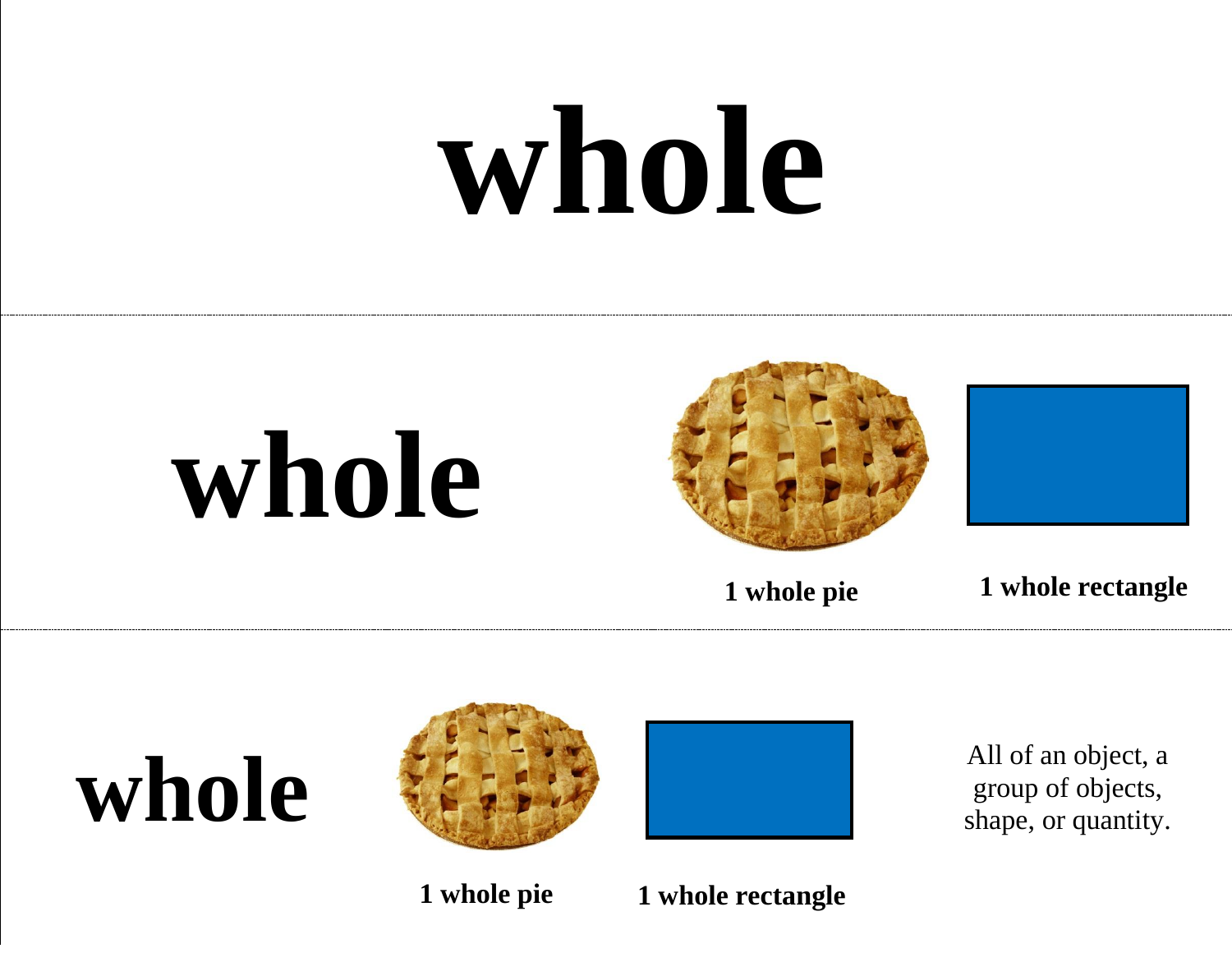# whole

---

## whole

**1 whole pie**

**1 whole rectangle**

---

## whole

**1 whole pie**

**1 whole rectangle**

All of an object, a group of objects, shape, or quantity.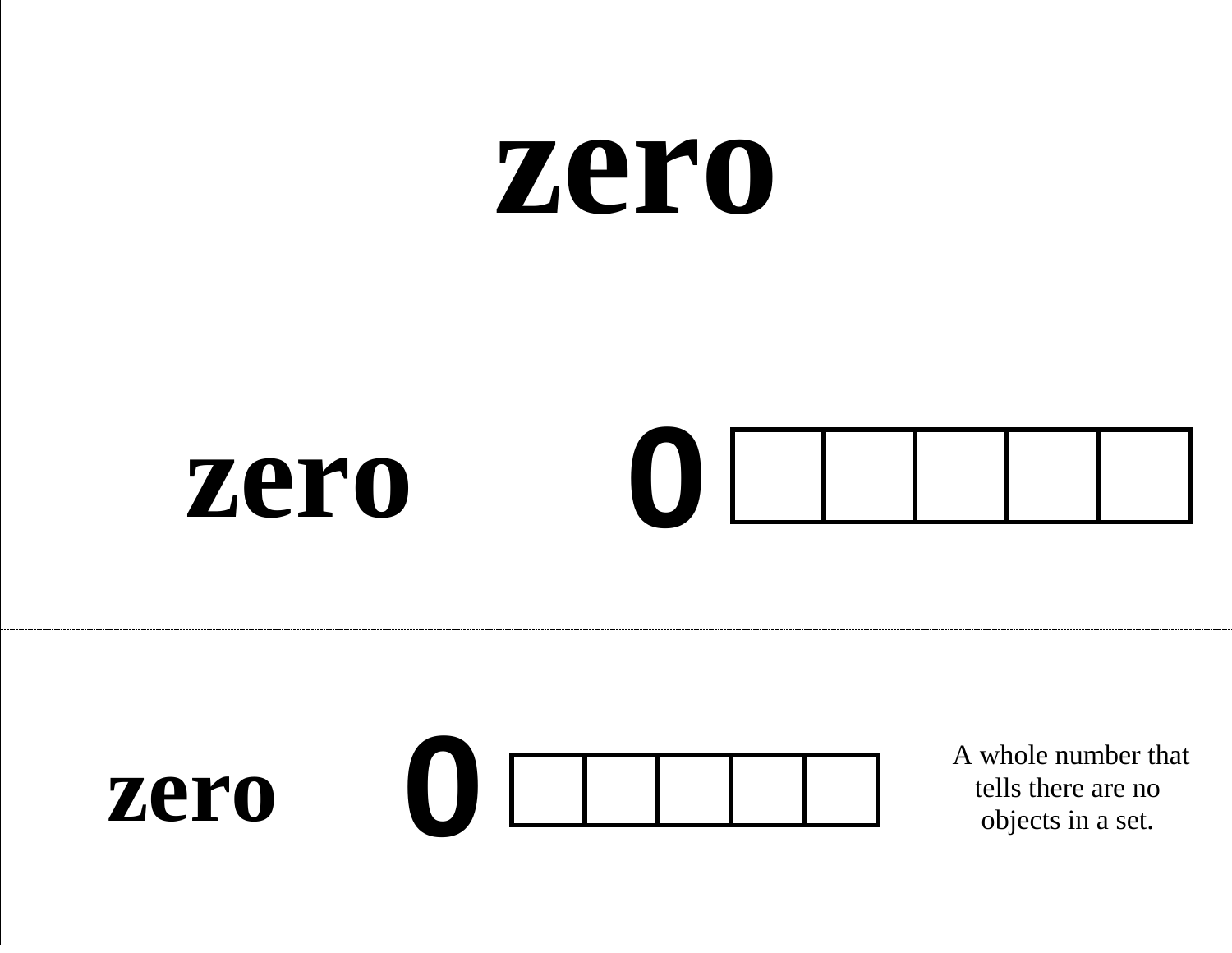# zero

---

**zero** **0**

| | | | | |
|---|---|---|---|---|
| | | | | |

---

**zero** **0**

| | | | | |
|---|---|---|---|---|
| | | | | |

A whole number that tells there are no objects in a set.